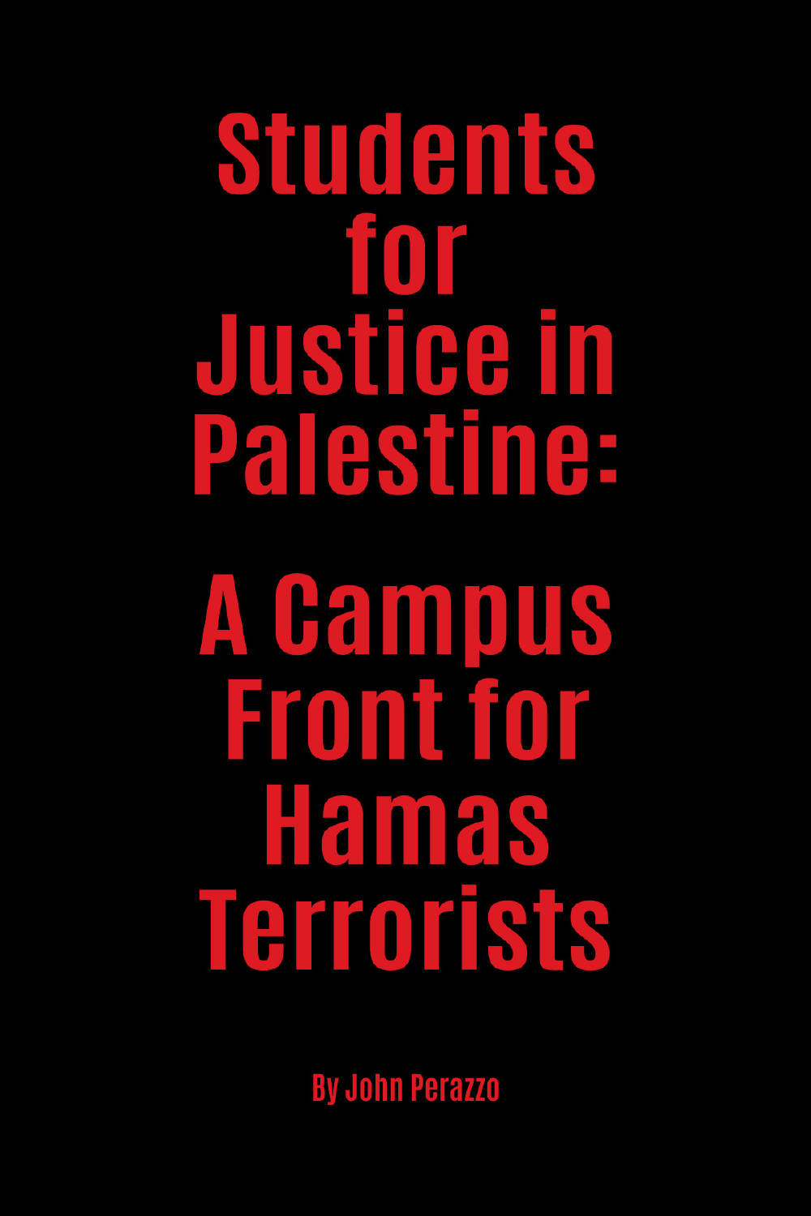# Students for Justice in Palestine:

# A Campus Front for Hamas Terrorists

By John Perazzo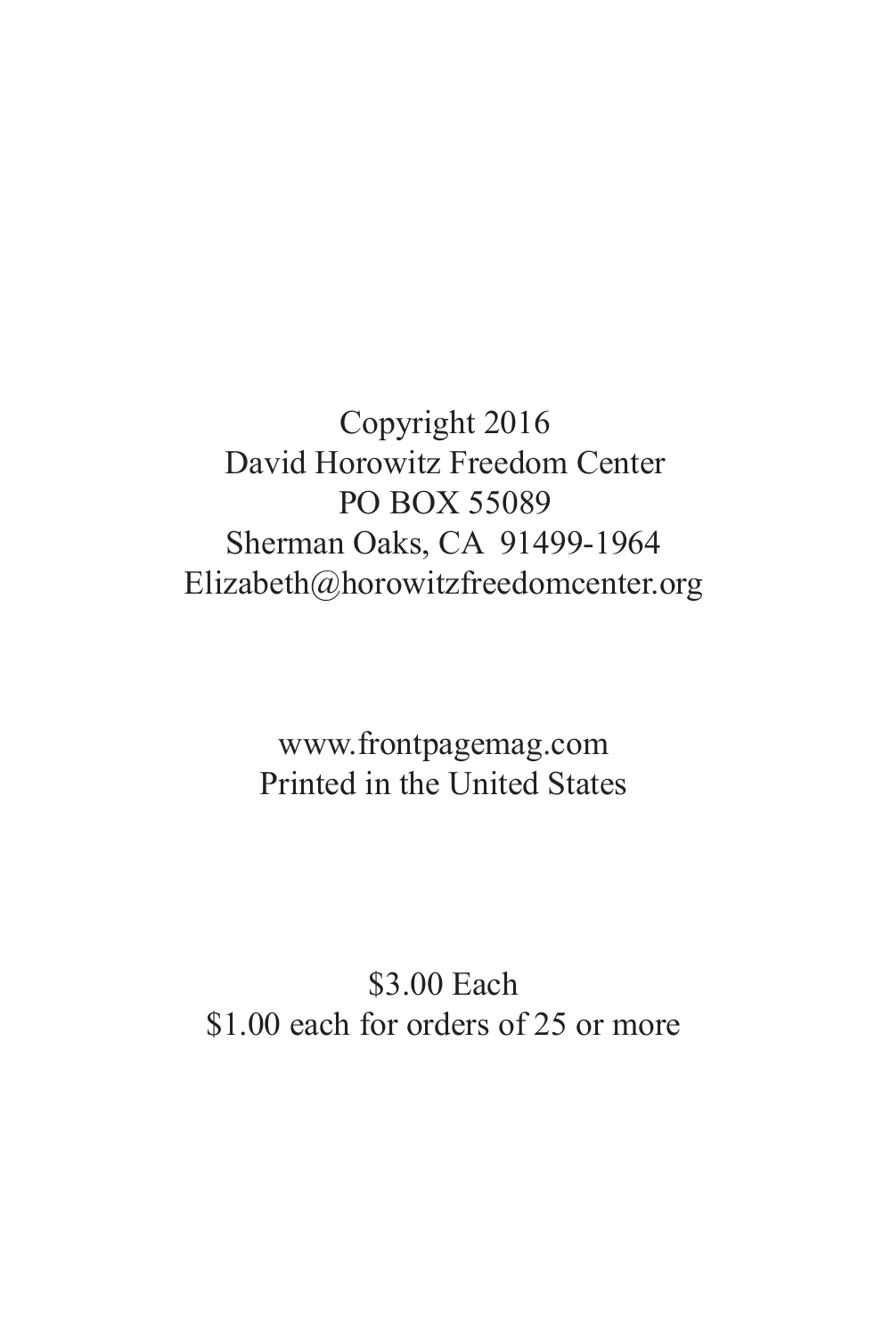Copyright 2016
David Horowitz Freedom Center
PO BOX 55089
Sherman Oaks, CA 91499-1964
Elizabeth@horowitzfreedomcenter.org

www.frontpagemag.com
Printed in the United States

$3.00 Each
$1.00 each for orders of 25 or more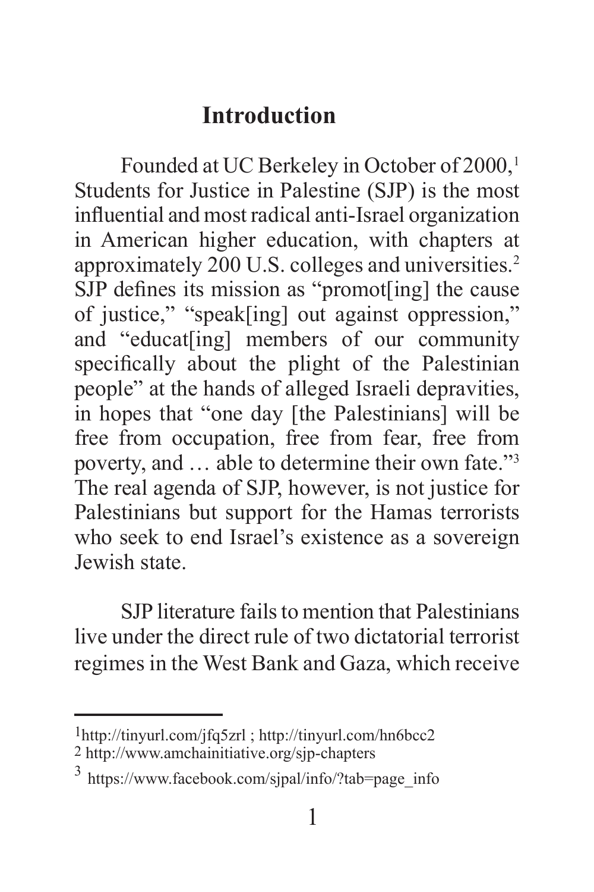# Introduction

Founded at UC Berkeley in October of 2000,[1] Students for Justice in Palestine (SJP) is the most influential and most radical anti-Israel organization in American higher education, with chapters at approximately 200 U.S. colleges and universities.[2] SJP defines its mission as "promot[ing] the cause of justice," "speak[ing] out against oppression," and "educat[ing] members of our community specifically about the plight of the Palestinian people" at the hands of alleged Israeli depravities, in hopes that "one day [the Palestinians] will be free from occupation, free from fear, free from poverty, and … able to determine their own fate."[3] The real agenda of SJP, however, is not justice for Palestinians but support for the Hamas terrorists who seek to end Israel's existence as a sovereign Jewish state.

SJP literature fails to mention that Palestinians live under the direct rule of two dictatorial terrorist regimes in the West Bank and Gaza, which receive

---

[1] http://tinyurl.com/jfq5zrl ; http://tinyurl.com/hn6bcc2

[2] http://www.amchainitiative.org/sjp-chapters

[3] https://www.facebook.com/sjpal/info/?tab=page_info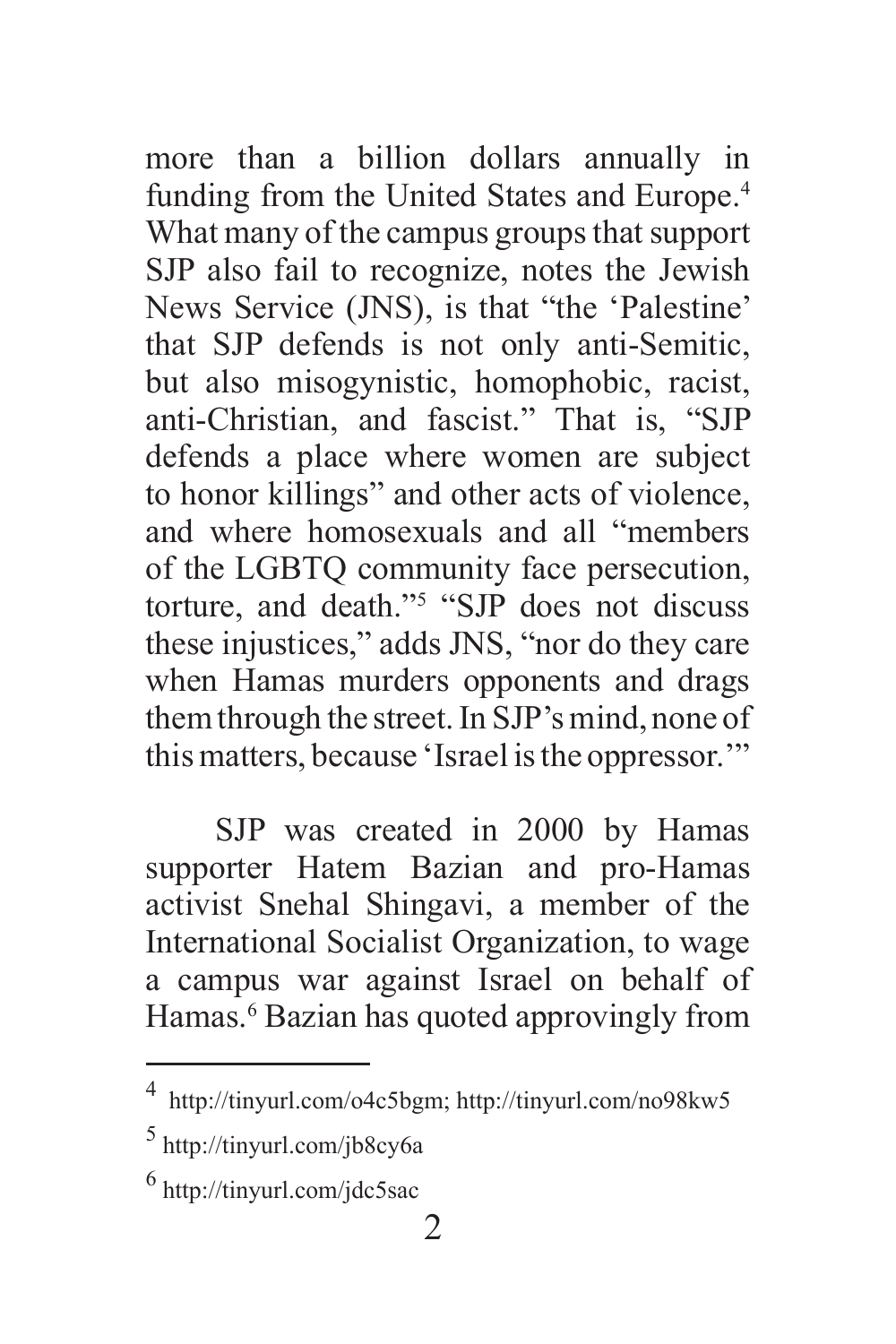more than a billion dollars annually in funding from the United States and Europe.[4] What many of the campus groups that support SJP also fail to recognize, notes the Jewish News Service (JNS), is that "the 'Palestine' that SJP defends is not only anti-Semitic, but also misogynistic, homophobic, racist, anti-Christian, and fascist." That is, "SJP defends a place where women are subject to honor killings" and other acts of violence, and where homosexuals and all "members of the LGBTQ community face persecution, torture, and death."[5] "SJP does not discuss these injustices," adds JNS, "nor do they care when Hamas murders opponents and drags them through the street. In SJP's mind, none of this matters, because 'Israel is the oppressor.'"

SJP was created in 2000 by Hamas supporter Hatem Bazian and pro-Hamas activist Snehal Shingavi, a member of the International Socialist Organization, to wage a campus war against Israel on behalf of Hamas.[6] Bazian has quoted approvingly from

---

[4] http://tinyurl.com/o4c5bgm; http://tinyurl.com/no98kw5

[5] http://tinyurl.com/jb8cy6a

[6] http://tinyurl.com/jdc5sac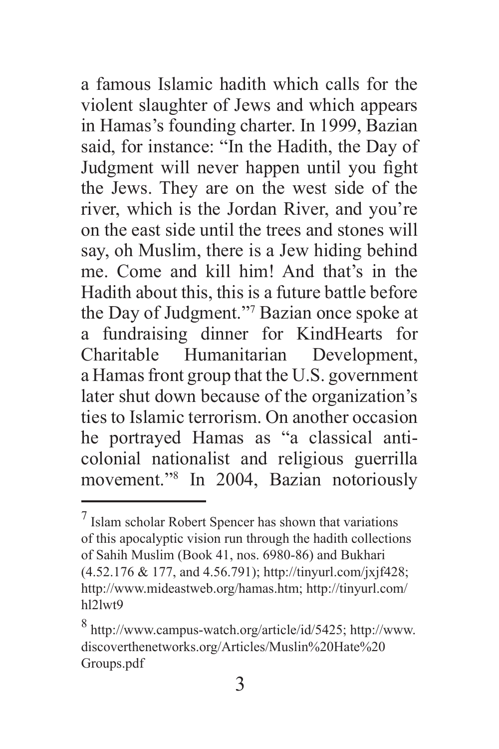a famous Islamic hadith which calls for the violent slaughter of Jews and which appears in Hamas's founding charter. In 1999, Bazian said, for instance: "In the Hadith, the Day of Judgment will never happen until you fight the Jews. They are on the west side of the river, which is the Jordan River, and you're on the east side until the trees and stones will say, oh Muslim, there is a Jew hiding behind me. Come and kill him! And that's in the Hadith about this, this is a future battle before the Day of Judgment."[7] Bazian once spoke at a fundraising dinner for KindHearts for Charitable Humanitarian Development, a Hamas front group that the U.S. government later shut down because of the organization's ties to Islamic terrorism. On another occasion he portrayed Hamas as "a classical anti-colonial nationalist and religious guerrilla movement."[8] In 2004, Bazian notoriously

---

[7] Islam scholar Robert Spencer has shown that variations of this apocalyptic vision run through the hadith collections of Sahih Muslim (Book 41, nos. 6980-86) and Bukhari (4.52.176 & 177, and 4.56.791); http://tinyurl.com/jxjf428; http://www.mideastweb.org/hamas.htm; http://tinyurl.com/hl2lwt9

[8] http://www.campus-watch.org/article/id/5425; http://www.discoverthenetworks.org/Articles/Muslin%20Hate%20Groups.pdf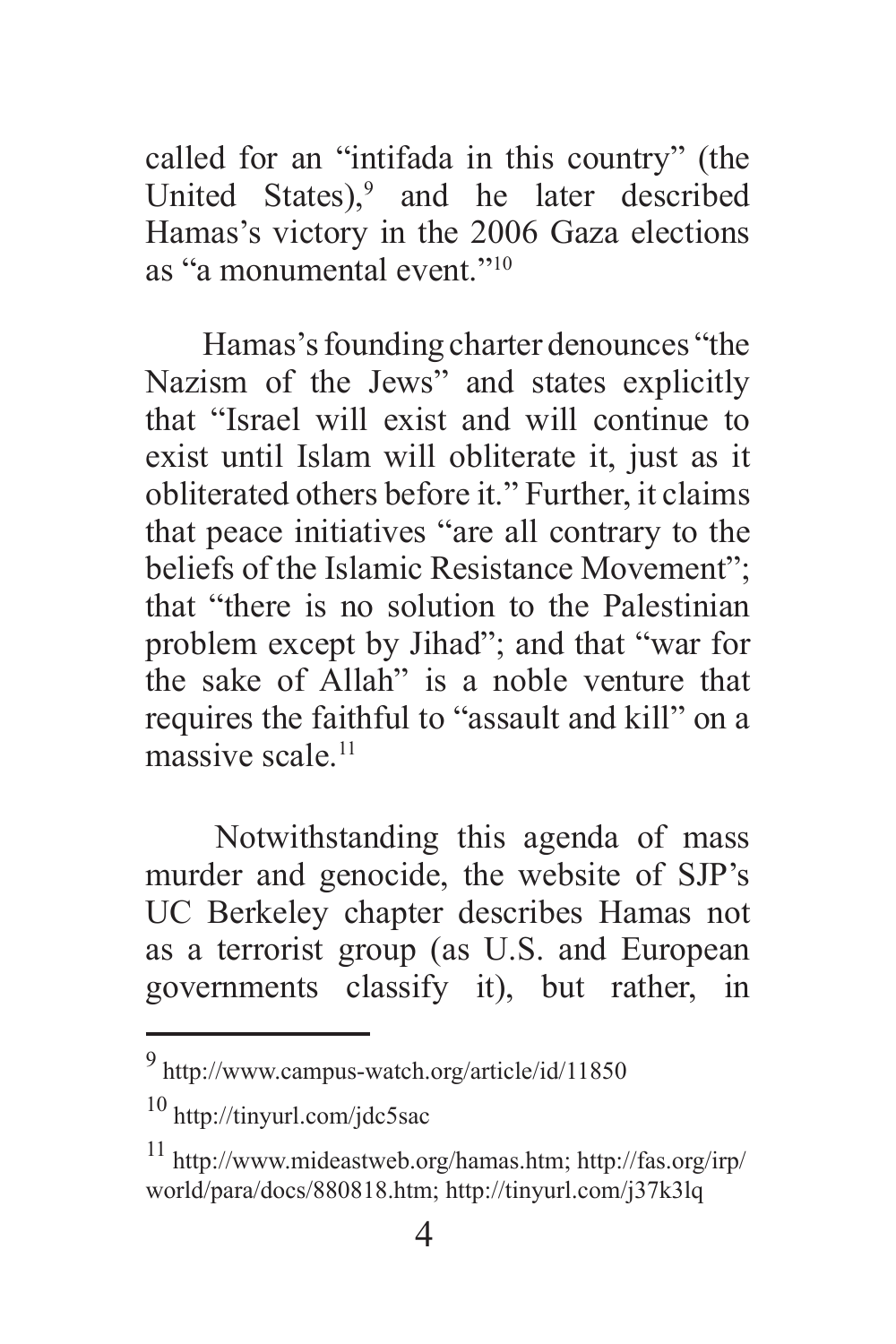called for an "intifada in this country" (the United States),[9] and he later described Hamas's victory in the 2006 Gaza elections as "a monumental event."[10]

Hamas's founding charter denounces "the Nazism of the Jews" and states explicitly that "Israel will exist and will continue to exist until Islam will obliterate it, just as it obliterated others before it." Further, it claims that peace initiatives "are all contrary to the beliefs of the Islamic Resistance Movement"; that "there is no solution to the Palestinian problem except by Jihad"; and that "war for the sake of Allah" is a noble venture that requires the faithful to "assault and kill" on a massive scale.[11]

Notwithstanding this agenda of mass murder and genocide, the website of SJP's UC Berkeley chapter describes Hamas not as a terrorist group (as U.S. and European governments classify it), but rather, in

---

[9] http://www.campus-watch.org/article/id/11850

[10] http://tinyurl.com/jdc5sac

[11] http://www.mideastweb.org/hamas.htm; http://fas.org/irp/world/para/docs/880818.htm; http://tinyurl.com/j37k3lq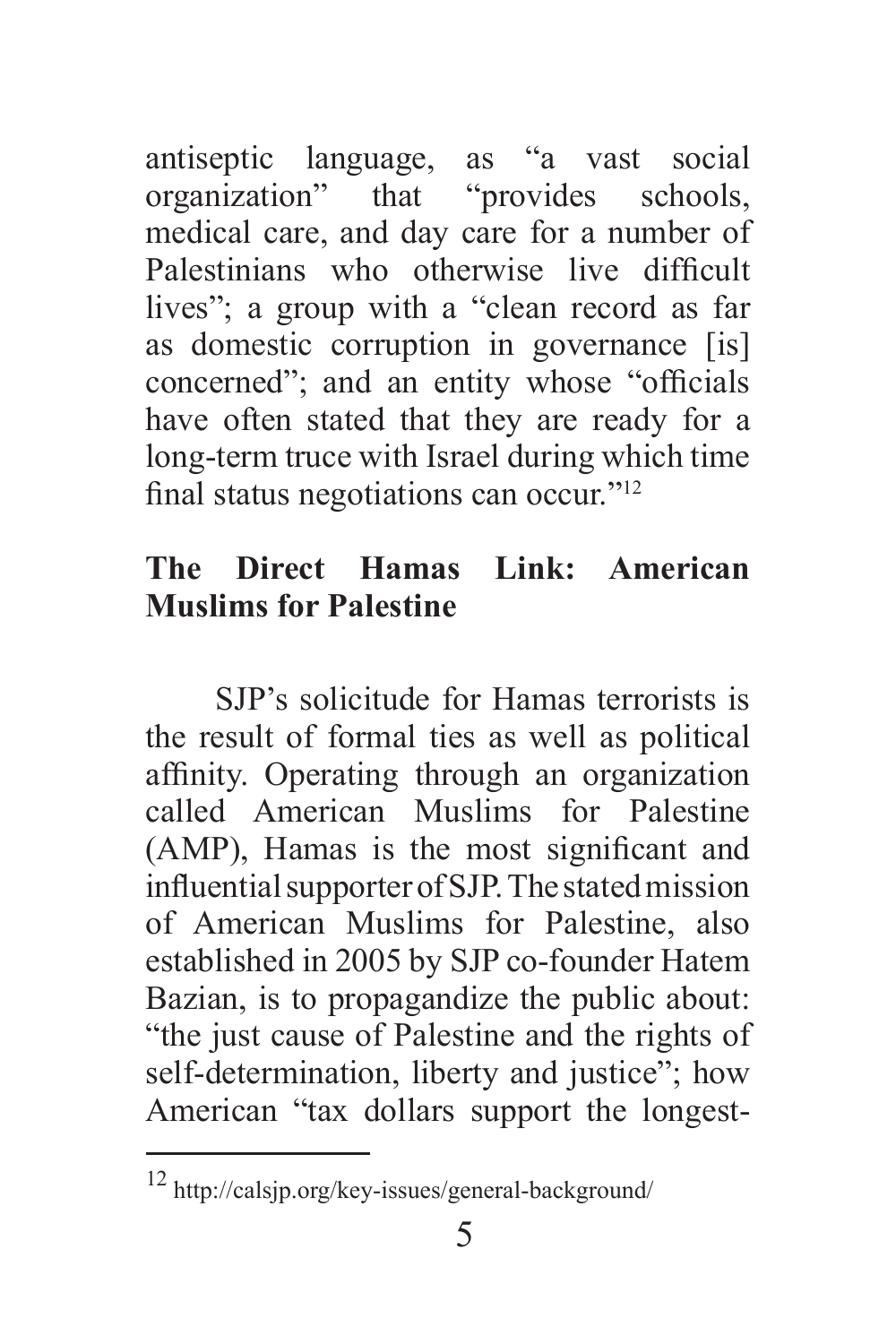antiseptic language, as “a vast social organization” that “provides schools, medical care, and day care for a number of Palestinians who otherwise live difficult lives”; a group with a “clean record as far as domestic corruption in governance [is] concerned”; and an entity whose “officials have often stated that they are ready for a long-term truce with Israel during which time final status negotiations can occur.”[12]

## The Direct Hamas Link: American Muslims for Palestine

SJP’s solicitude for Hamas terrorists is the result of formal ties as well as political affinity. Operating through an organization called American Muslims for Palestine (AMP), Hamas is the most significant and influential supporter of SJP. The stated mission of American Muslims for Palestine, also established in 2005 by SJP co-founder Hatem Bazian, is to propagandize the public about: “the just cause of Palestine and the rights of self-determination, liberty and justice”; how American “tax dollars support the longest-

---

[12] http://calsjp.org/key-issues/general-background/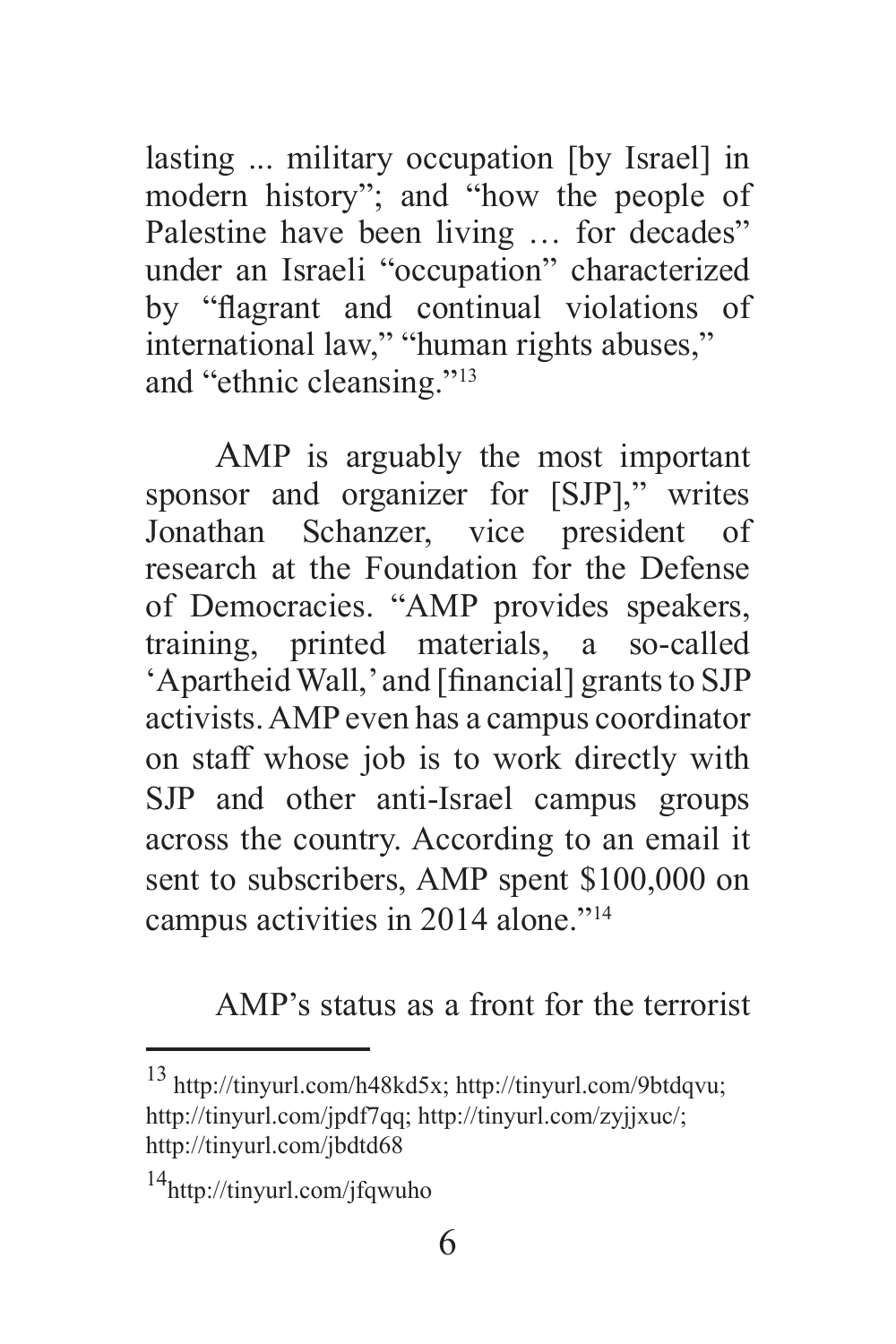lasting ... military occupation [by Israel] in modern history"; and "how the people of Palestine have been living … for decades" under an Israeli "occupation" characterized by "flagrant and continual violations of international law," "human rights abuses," and "ethnic cleansing."[13]

AMP is arguably the most important sponsor and organizer for [SJP]," writes Jonathan Schanzer, vice president of research at the Foundation for the Defense of Democracies. "AMP provides speakers, training, printed materials, a so-called 'Apartheid Wall,' and [financial] grants to SJP activists. AMP even has a campus coordinator on staff whose job is to work directly with SJP and other anti-Israel campus groups across the country. According to an email it sent to subscribers, AMP spent $100,000 on campus activities in 2014 alone."[14]

AMP's status as a front for the terrorist

---

[13] http://tinyurl.com/h48kd5x; http://tinyurl.com/9btdqvu; http://tinyurl.com/jpdf7qq; http://tinyurl.com/zyjjxuc/; http://tinyurl.com/jbdtd68

[14] http://tinyurl.com/jfqwuho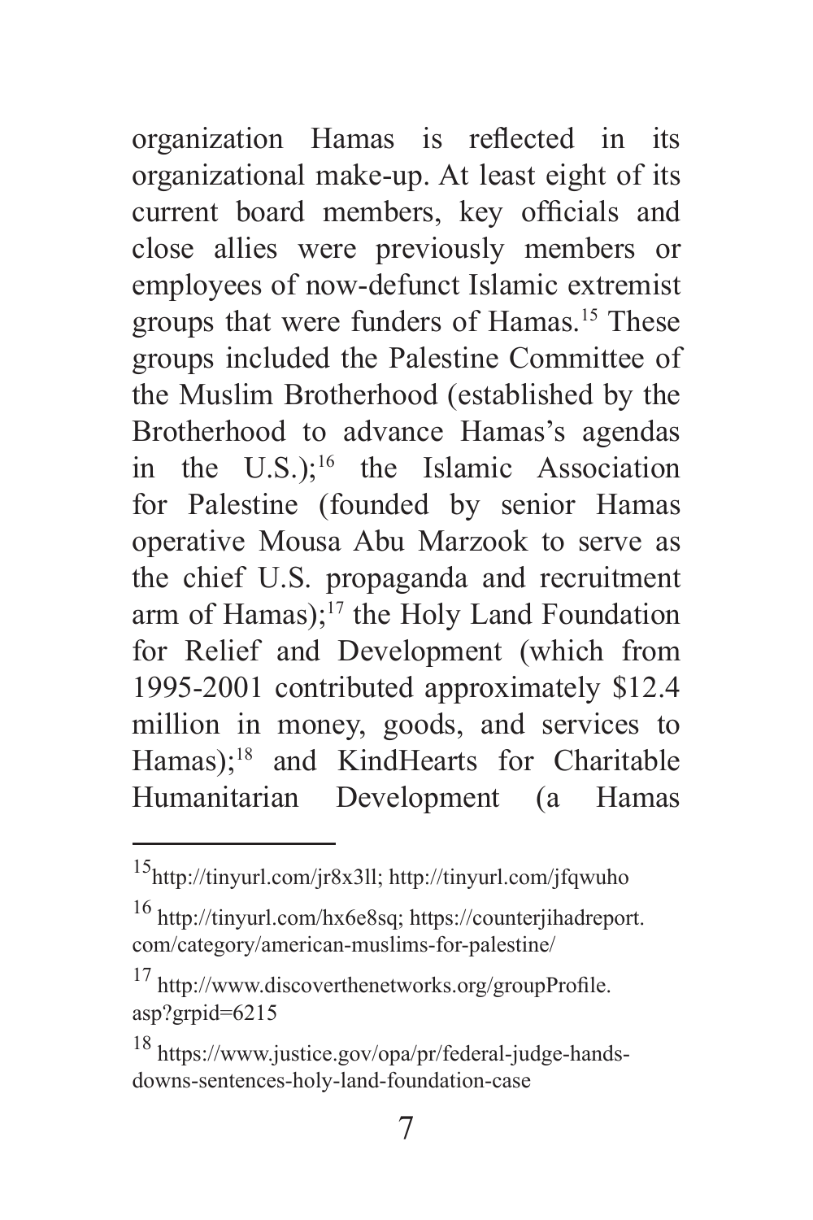organization Hamas is reflected in its organizational make-up. At least eight of its current board members, key officials and close allies were previously members or employees of now-defunct Islamic extremist groups that were funders of Hamas.[15] These groups included the Palestine Committee of the Muslim Brotherhood (established by the Brotherhood to advance Hamas's agendas in the U.S.);[16] the Islamic Association for Palestine (founded by senior Hamas operative Mousa Abu Marzook to serve as the chief U.S. propaganda and recruitment arm of Hamas);[17] the Holy Land Foundation for Relief and Development (which from 1995-2001 contributed approximately $12.4 million in money, goods, and services to Hamas);[18] and KindHearts for Charitable Humanitarian Development (a Hamas

---

[15] http://tinyurl.com/jr8x3ll; http://tinyurl.com/jfqwuho

[16] http://tinyurl.com/hx6e8sq; https://counterjihadreport.com/category/american-muslims-for-palestine/

[17] http://www.discoverthenetworks.org/groupProfile.asp?grpid=6215

[18] https://www.justice.gov/opa/pr/federal-judge-hands-downs-sentences-holy-land-foundation-case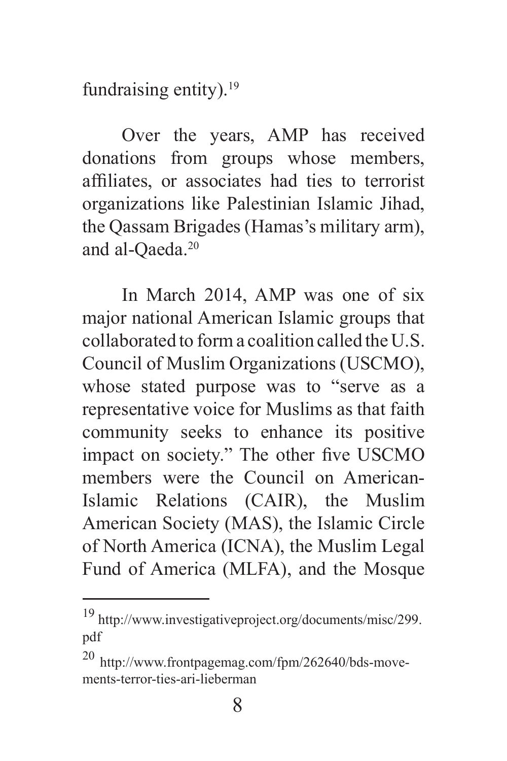fundraising entity).[19]

Over the years, AMP has received donations from groups whose members, affiliates, or associates had ties to terrorist organizations like Palestinian Islamic Jihad, the Qassam Brigades (Hamas's military arm), and al-Qaeda.[20]

In March 2014, AMP was one of six major national American Islamic groups that collaborated to form a coalition called the U.S. Council of Muslim Organizations (USCMO), whose stated purpose was to "serve as a representative voice for Muslims as that faith community seeks to enhance its positive impact on society." The other five USCMO members were the Council on American-Islamic Relations (CAIR), the Muslim American Society (MAS), the Islamic Circle of North America (ICNA), the Muslim Legal Fund of America (MLFA), and the Mosque

---

[19] http://www.investigativeproject.org/documents/misc/299.pdf

[20] http://www.frontpagemag.com/fpm/262640/bds-movements-terror-ties-ari-lieberman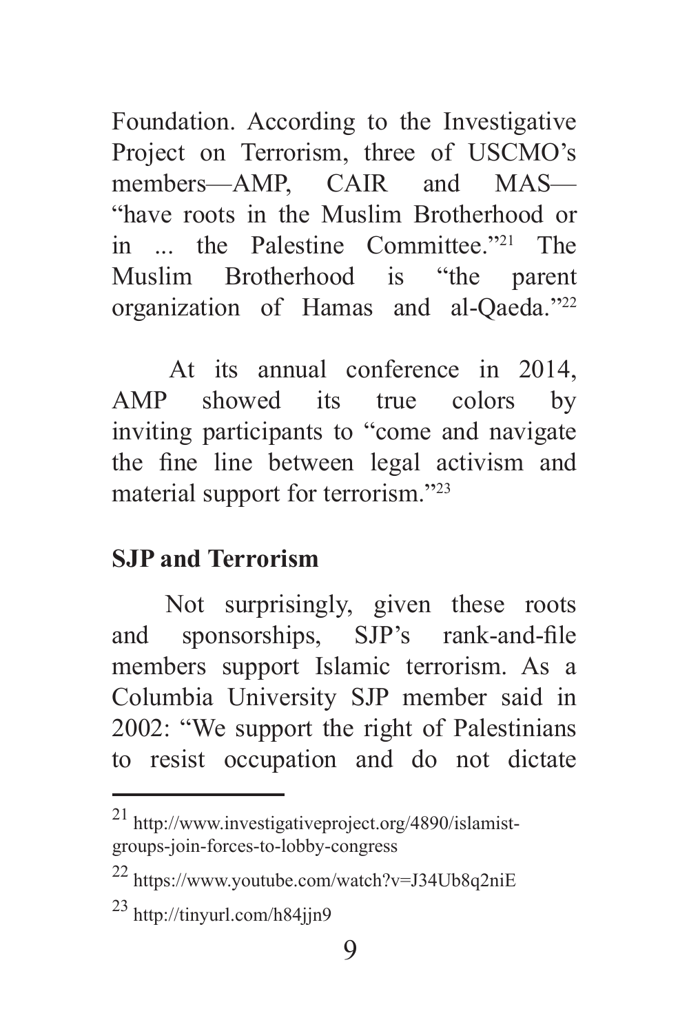Foundation. According to the Investigative Project on Terrorism, three of USCMO's members—AMP, CAIR and MAS—"have roots in the Muslim Brotherhood or in ... the Palestine Committee."[21] The Muslim Brotherhood is "the parent organization of Hamas and al-Qaeda."[22]

At its annual conference in 2014, AMP showed its true colors by inviting participants to "come and navigate the fine line between legal activism and material support for terrorism."[23]

**SJP and Terrorism**

Not surprisingly, given these roots and sponsorships, SJP's rank-and-file members support Islamic terrorism. As a Columbia University SJP member said in 2002: "We support the right of Palestinians to resist occupation and do not dictate

---

21 http://www.investigativeproject.org/4890/islamist-groups-join-forces-to-lobby-congress

22 https://www.youtube.com/watch?v=J34Ub8q2niE

23 http://tinyurl.com/h84jjn9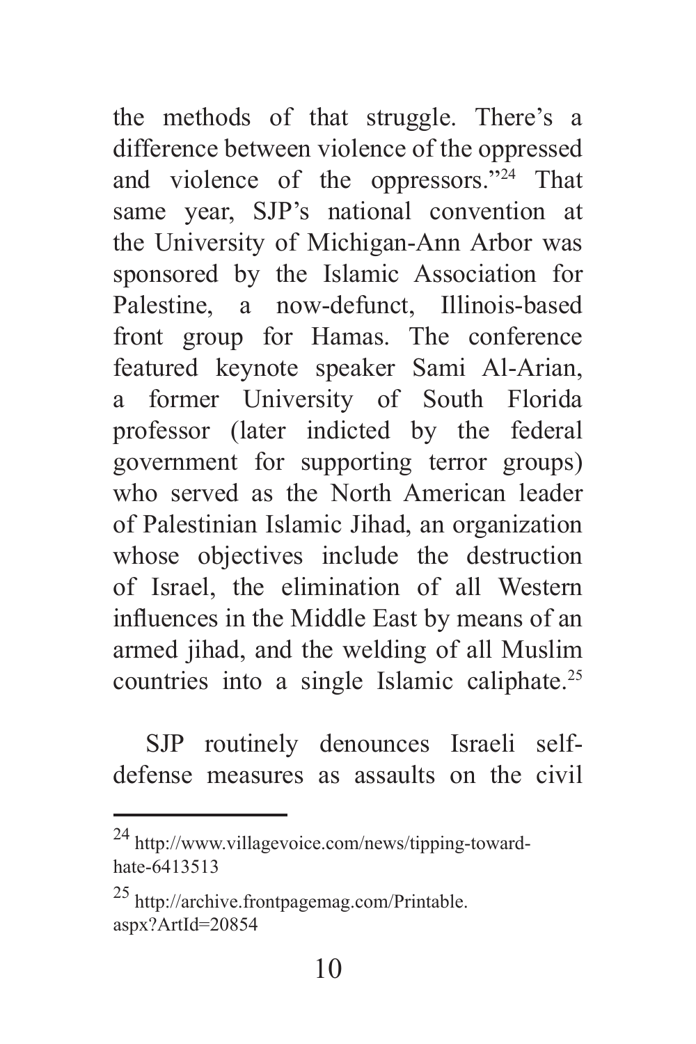the methods of that struggle. There's a difference between violence of the oppressed and violence of the oppressors."[24] That same year, SJP's national convention at the University of Michigan-Ann Arbor was sponsored by the Islamic Association for Palestine, a now-defunct, Illinois-based front group for Hamas. The conference featured keynote speaker Sami Al-Arian, a former University of South Florida professor (later indicted by the federal government for supporting terror groups) who served as the North American leader of Palestinian Islamic Jihad, an organization whose objectives include the destruction of Israel, the elimination of all Western influences in the Middle East by means of an armed jihad, and the welding of all Muslim countries into a single Islamic caliphate.[25]

SJP routinely denounces Israeli self-defense measures as assaults on the civil

---

[24] http://www.villagevoice.com/news/tipping-toward-hate-6413513

[25] http://archive.frontpagemag.com/Printable.aspx?ArtId=20854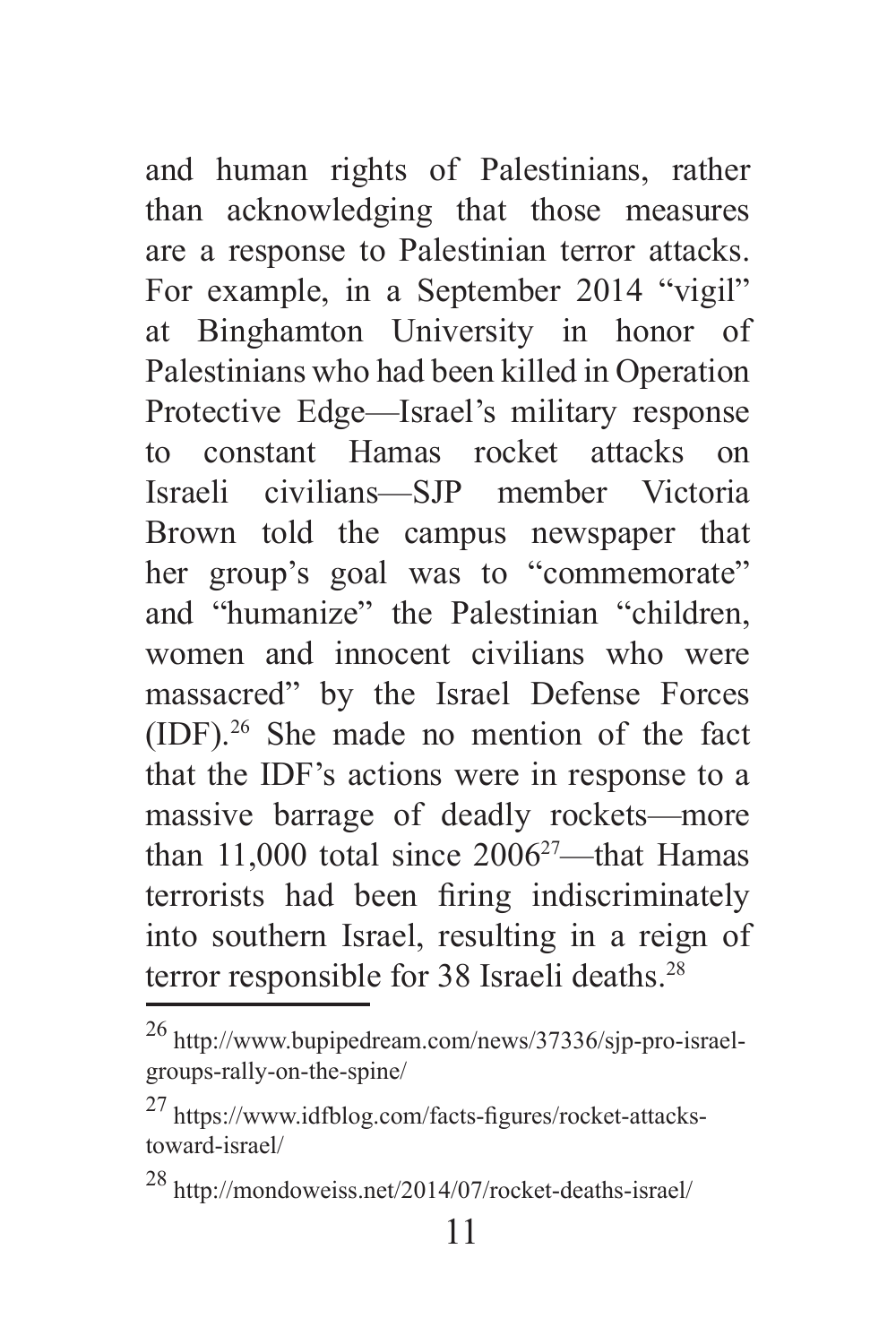and human rights of Palestinians, rather than acknowledging that those measures are a response to Palestinian terror attacks. For example, in a September 2014 "vigil" at Binghamton University in honor of Palestinians who had been killed in Operation Protective Edge—Israel's military response to constant Hamas rocket attacks on Israeli civilians—SJP member Victoria Brown told the campus newspaper that her group's goal was to "commemorate" and "humanize" the Palestinian "children, women and innocent civilians who were massacred" by the Israel Defense Forces (IDF).[26] She made no mention of the fact that the IDF's actions were in response to a massive barrage of deadly rockets—more than 11,000 total since 2006[27]—that Hamas terrorists had been firing indiscriminately into southern Israel, resulting in a reign of terror responsible for 38 Israeli deaths.[28]

---

[26] http://www.bupipedream.com/news/37336/sjp-pro-israel-groups-rally-on-the-spine/

[27] https://www.idfblog.com/facts-figures/rocket-attacks-toward-israel/

[28] http://mondoweiss.net/2014/07/rocket-deaths-israel/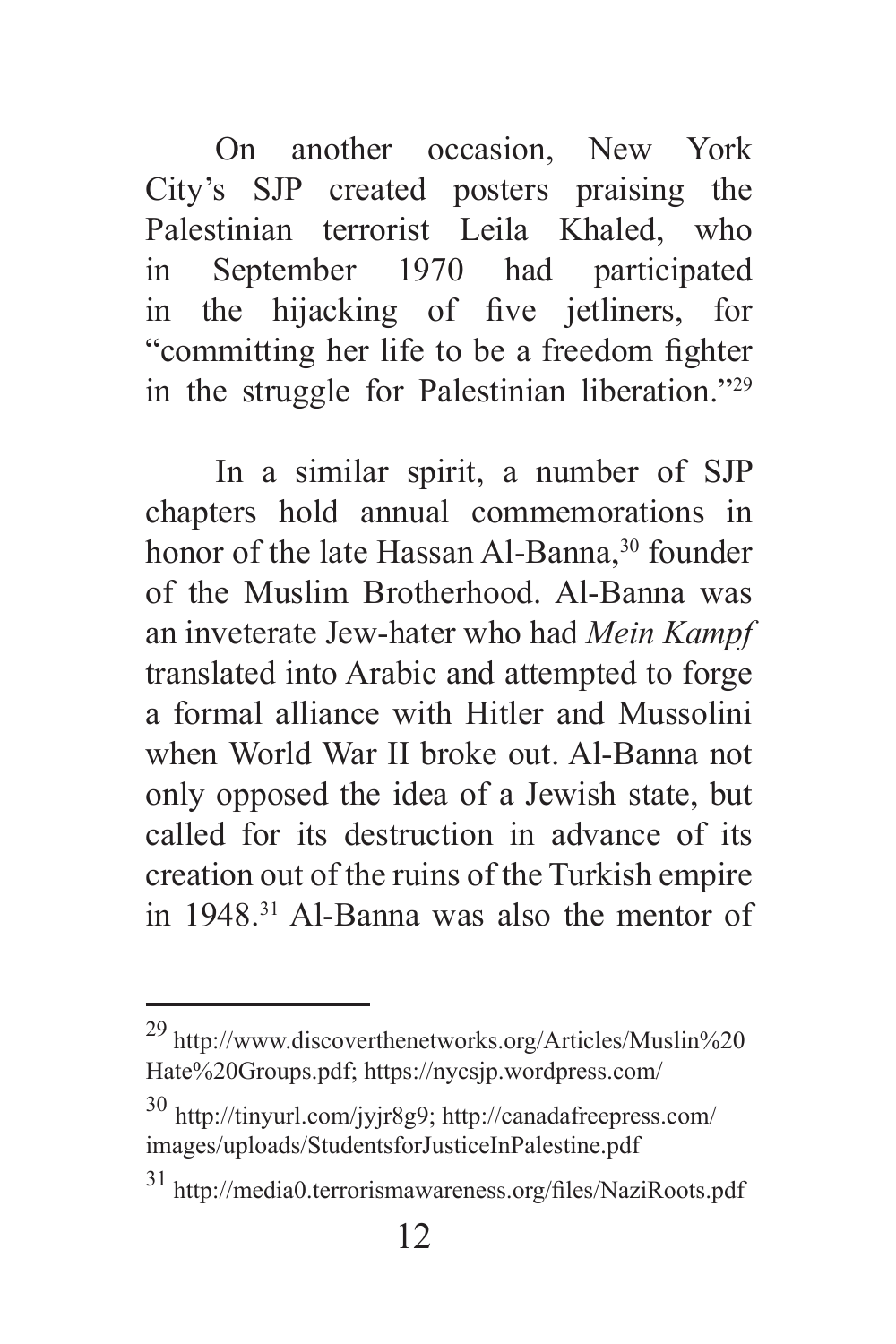On another occasion, New York City's SJP created posters praising the Palestinian terrorist Leila Khaled, who in September 1970 had participated in the hijacking of five jetliners, for "committing her life to be a freedom fighter in the struggle for Palestinian liberation."[29]

In a similar spirit, a number of SJP chapters hold annual commemorations in honor of the late Hassan Al-Banna,[30] founder of the Muslim Brotherhood. Al-Banna was an inveterate Jew-hater who had *Mein Kampf* translated into Arabic and attempted to forge a formal alliance with Hitler and Mussolini when World War II broke out. Al-Banna not only opposed the idea of a Jewish state, but called for its destruction in advance of its creation out of the ruins of the Turkish empire in 1948.[31] Al-Banna was also the mentor of

---

[29] http://www.discoverthenetworks.org/Articles/Muslin%20Hate%20Groups.pdf; https://nycsjp.wordpress.com/

[30] http://tinyurl.com/jyjr8g9; http://canadafreepress.com/images/uploads/StudentsforJusticeInPalestine.pdf

[31] http://media0.terrorismawareness.org/files/NaziRoots.pdf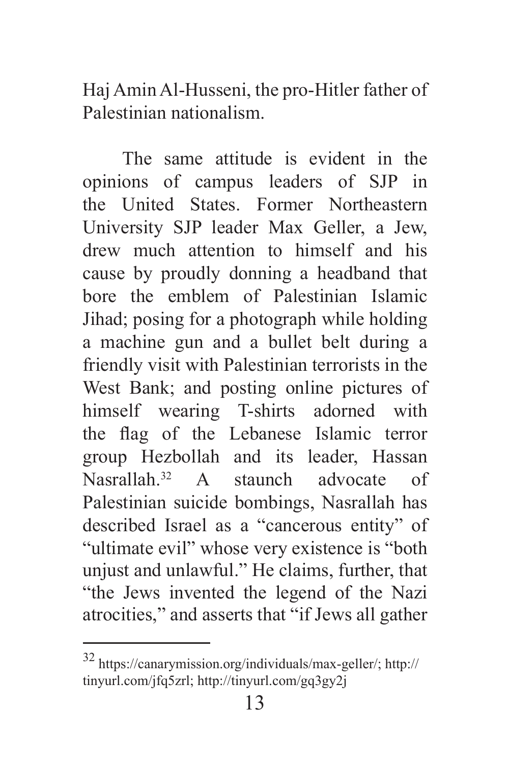Haj Amin Al-Husseni, the pro-Hitler father of Palestinian nationalism.

The same attitude is evident in the opinions of campus leaders of SJP in the United States. Former Northeastern University SJP leader Max Geller, a Jew, drew much attention to himself and his cause by proudly donning a headband that bore the emblem of Palestinian Islamic Jihad; posing for a photograph while holding a machine gun and a bullet belt during a friendly visit with Palestinian terrorists in the West Bank; and posting online pictures of himself wearing T-shirts adorned with the flag of the Lebanese Islamic terror group Hezbollah and its leader, Hassan Nasrallah.[32] A staunch advocate of Palestinian suicide bombings, Nasrallah has described Israel as a "cancerous entity" of "ultimate evil" whose very existence is "both unjust and unlawful." He claims, further, that "the Jews invented the legend of the Nazi atrocities," and asserts that "if Jews all gather

---

[32] https://canarymission.org/individuals/max-geller/; http://tinyurl.com/jfq5zrl; http://tinyurl.com/gq3gy2j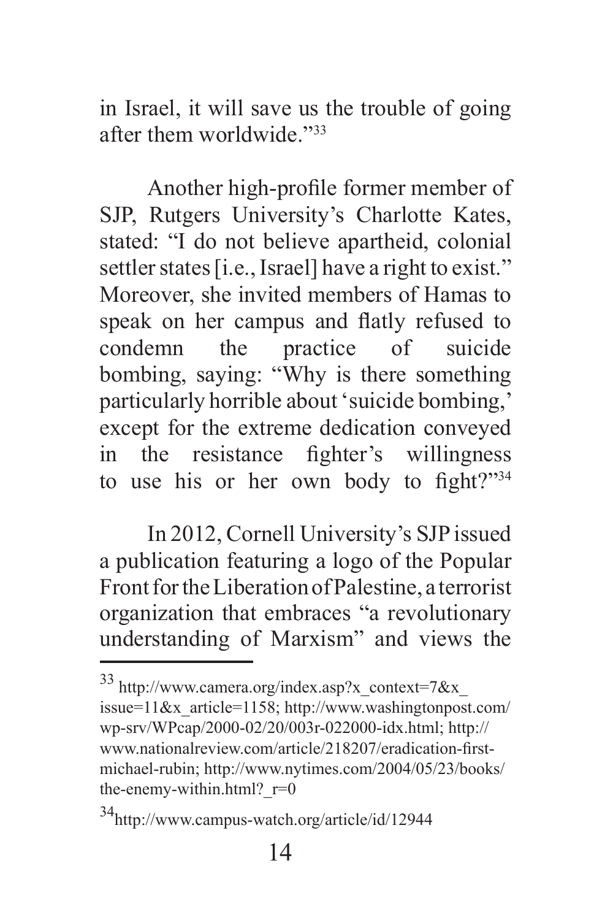in Israel, it will save us the trouble of going after them worldwide."[33]

Another high-profile former member of SJP, Rutgers University's Charlotte Kates, stated: "I do not believe apartheid, colonial settler states [i.e., Israel] have a right to exist." Moreover, she invited members of Hamas to speak on her campus and flatly refused to condemn the practice of suicide bombing, saying: "Why is there something particularly horrible about 'suicide bombing,' except for the extreme dedication conveyed in the resistance fighter's willingness to use his or her own body to fight?"[34]

In 2012, Cornell University's SJP issued a publication featuring a logo of the Popular Front for the Liberation of Palestine, a terrorist organization that embraces "a revolutionary understanding of Marxism" and views the

---

[33] http://www.camera.org/index.asp?x_context=7&x_issue=11&x_article=1158; http://www.washingtonpost.com/wp-srv/WPcap/2000-02/20/003r-022000-idx.html; http://www.nationalreview.com/article/218207/eradication-first-michael-rubin; http://www.nytimes.com/2004/05/23/books/the-enemy-within.html?_r=0

[34] http://www.campus-watch.org/article/id/12944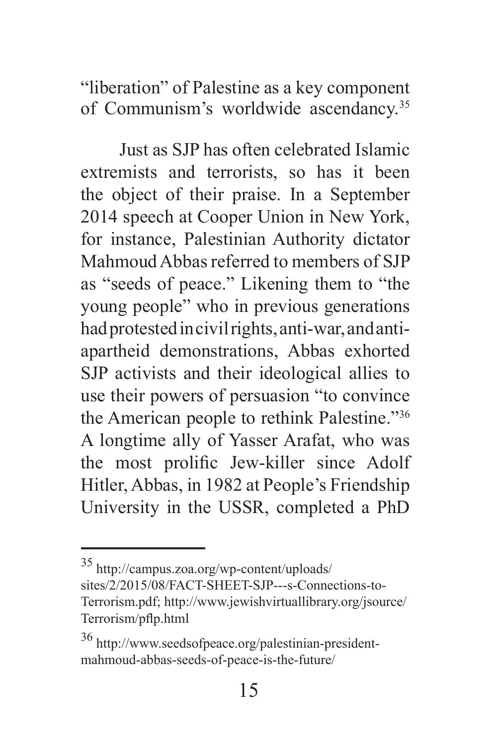"liberation" of Palestine as a key component of Communism's worldwide ascendancy.[35]

Just as SJP has often celebrated Islamic extremists and terrorists, so has it been the object of their praise. In a September 2014 speech at Cooper Union in New York, for instance, Palestinian Authority dictator Mahmoud Abbas referred to members of SJP as "seeds of peace." Likening them to "the young people" who in previous generations had protested in civil rights, anti-war, and anti-apartheid demonstrations, Abbas exhorted SJP activists and their ideological allies to use their powers of persuasion "to convince the American people to rethink Palestine."[36] A longtime ally of Yasser Arafat, who was the most prolific Jew-killer since Adolf Hitler, Abbas, in 1982 at People's Friendship University in the USSR, completed a PhD

---

[35] http://campus.zoa.org/wp-content/uploads/sites/2/2015/08/FACT-SHEET-SJP---s-Connections-to-Terrorism.pdf; http://www.jewishvirtuallibrary.org/jsource/Terrorism/pflp.html

[36] http://www.seedsofpeace.org/palestinian-president-mahmoud-abbas-seeds-of-peace-is-the-future/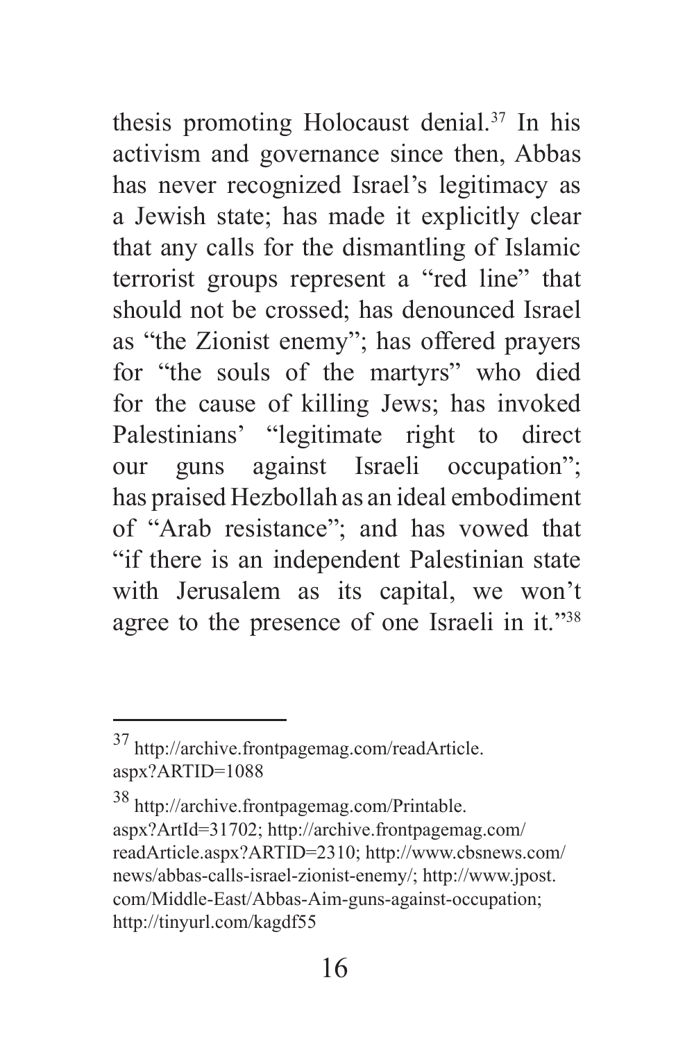thesis promoting Holocaust denial.[37] In his activism and governance since then, Abbas has never recognized Israel's legitimacy as a Jewish state; has made it explicitly clear that any calls for the dismantling of Islamic terrorist groups represent a "red line" that should not be crossed; has denounced Israel as "the Zionist enemy"; has offered prayers for "the souls of the martyrs" who died for the cause of killing Jews; has invoked Palestinians' "legitimate right to direct our guns against Israeli occupation"; has praised Hezbollah as an ideal embodiment of "Arab resistance"; and has vowed that "if there is an independent Palestinian state with Jerusalem as its capital, we won't agree to the presence of one Israeli in it."[38]

---

[37] http://archive.frontpagemag.com/readArticle.aspx?ARTID=1088

[38] http://archive.frontpagemag.com/Printable.aspx?ArtId=31702; http://archive.frontpagemag.com/readArticle.aspx?ARTID=2310; http://www.cbsnews.com/news/abbas-calls-israel-zionist-enemy/; http://www.jpost.com/Middle-East/Abbas-Aim-guns-against-occupation; http://tinyurl.com/kagdf55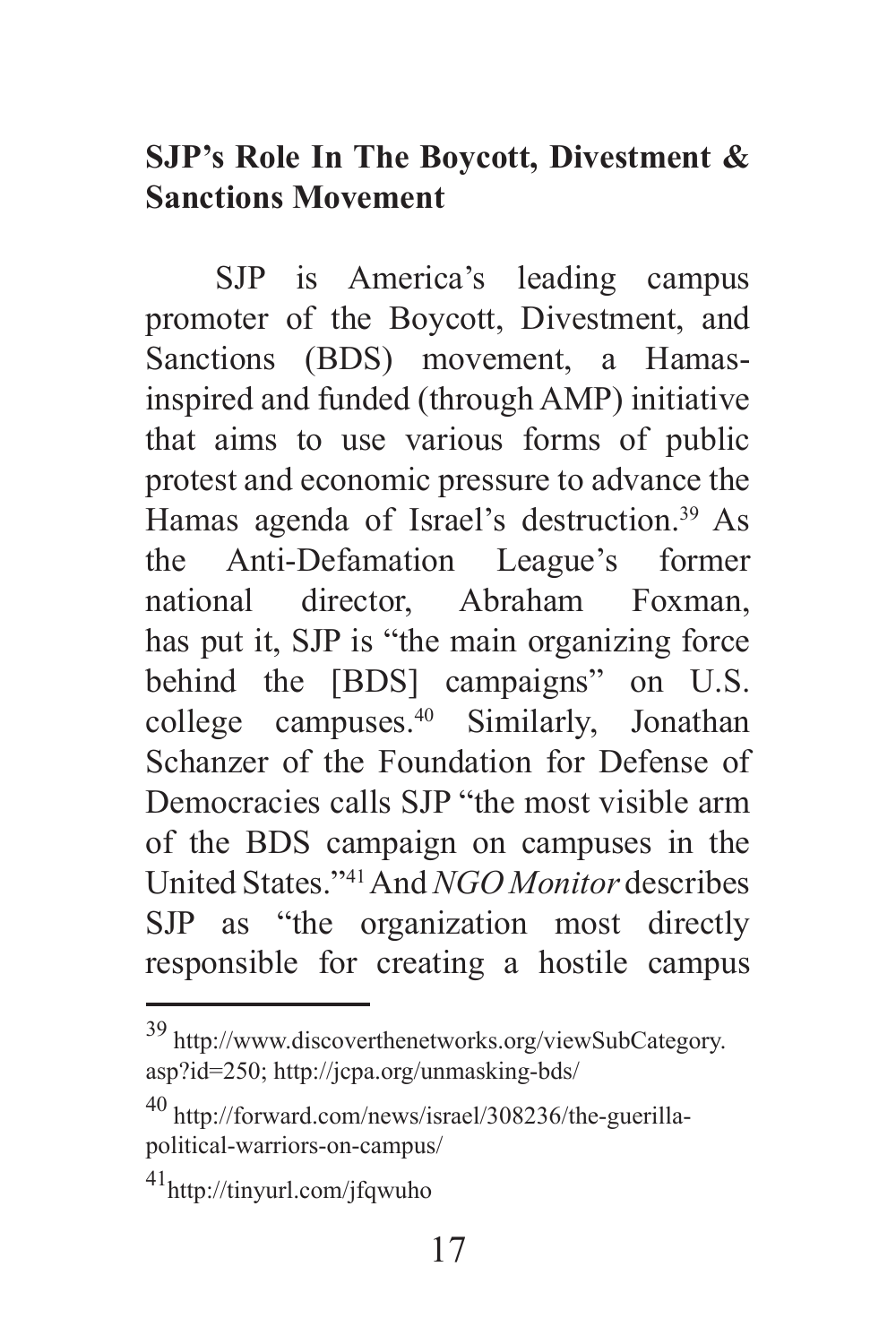## SJP's Role In The Boycott, Divestment & Sanctions Movement

SJP is America's leading campus promoter of the Boycott, Divestment, and Sanctions (BDS) movement, a Hamas-inspired and funded (through AMP) initiative that aims to use various forms of public protest and economic pressure to advance the Hamas agenda of Israel's destruction.[39] As the Anti-Defamation League's former national director, Abraham Foxman, has put it, SJP is "the main organizing force behind the [BDS] campaigns" on U.S. college campuses.[40] Similarly, Jonathan Schanzer of the Foundation for Defense of Democracies calls SJP "the most visible arm of the BDS campaign on campuses in the United States."[41] And *NGO Monitor* describes SJP as "the organization most directly responsible for creating a hostile campus

---

[39] http://www.discoverthenetworks.org/viewSubCategory.asp?id=250; http://jcpa.org/unmasking-bds/

[40] http://forward.com/news/israel/308236/the-guerilla-political-warriors-on-campus/

[41] http://tinyurl.com/jfqwuho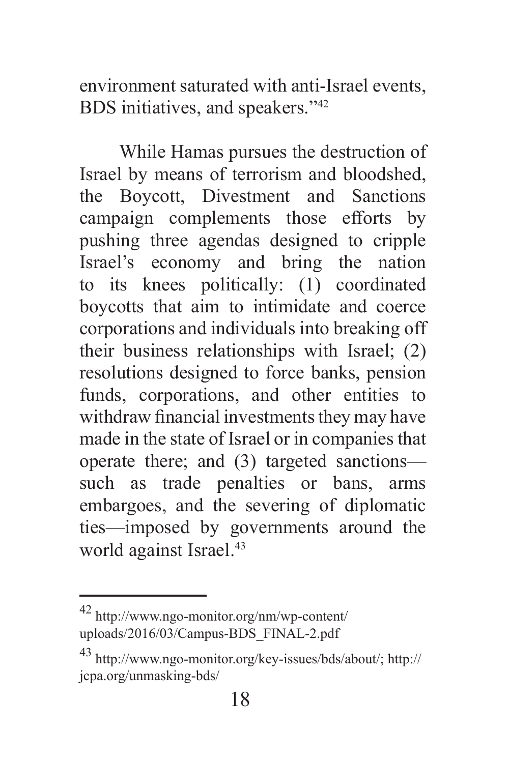environment saturated with anti-Israel events, BDS initiatives, and speakers."[42]

While Hamas pursues the destruction of Israel by means of terrorism and bloodshed, the Boycott, Divestment and Sanctions campaign complements those efforts by pushing three agendas designed to cripple Israel's economy and bring the nation to its knees politically: (1) coordinated boycotts that aim to intimidate and coerce corporations and individuals into breaking off their business relationships with Israel; (2) resolutions designed to force banks, pension funds, corporations, and other entities to withdraw financial investments they may have made in the state of Israel or in companies that operate there; and (3) targeted sanctions—such as trade penalties or bans, arms embargoes, and the severing of diplomatic ties—imposed by governments around the world against Israel.[43]

---

[42] http://www.ngo-monitor.org/nm/wp-content/uploads/2016/03/Campus-BDS_FINAL-2.pdf

[43] http://www.ngo-monitor.org/key-issues/bds/about/; http://jcpa.org/unmasking-bds/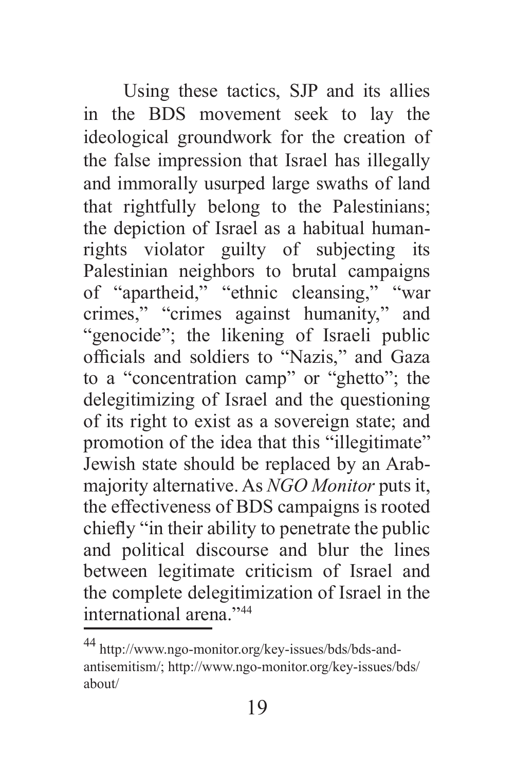Using these tactics, SJP and its allies in the BDS movement seek to lay the ideological groundwork for the creation of the false impression that Israel has illegally and immorally usurped large swaths of land that rightfully belong to the Palestinians; the depiction of Israel as a habitual human-rights violator guilty of subjecting its Palestinian neighbors to brutal campaigns of "apartheid," "ethnic cleansing," "war crimes," "crimes against humanity," and "genocide"; the likening of Israeli public officials and soldiers to "Nazis," and Gaza to a "concentration camp" or "ghetto"; the delegitimizing of Israel and the questioning of its right to exist as a sovereign state; and promotion of the idea that this "illegitimate" Jewish state should be replaced by an Arab-majority alternative. As *NGO Monitor* puts it, the effectiveness of BDS campaigns is rooted chiefly "in their ability to penetrate the public and political discourse and blur the lines between legitimate criticism of Israel and the complete delegitimization of Israel in the international arena."[44]

---

[44] http://www.ngo-monitor.org/key-issues/bds/bds-and-antisemitism/; http://www.ngo-monitor.org/key-issues/bds/about/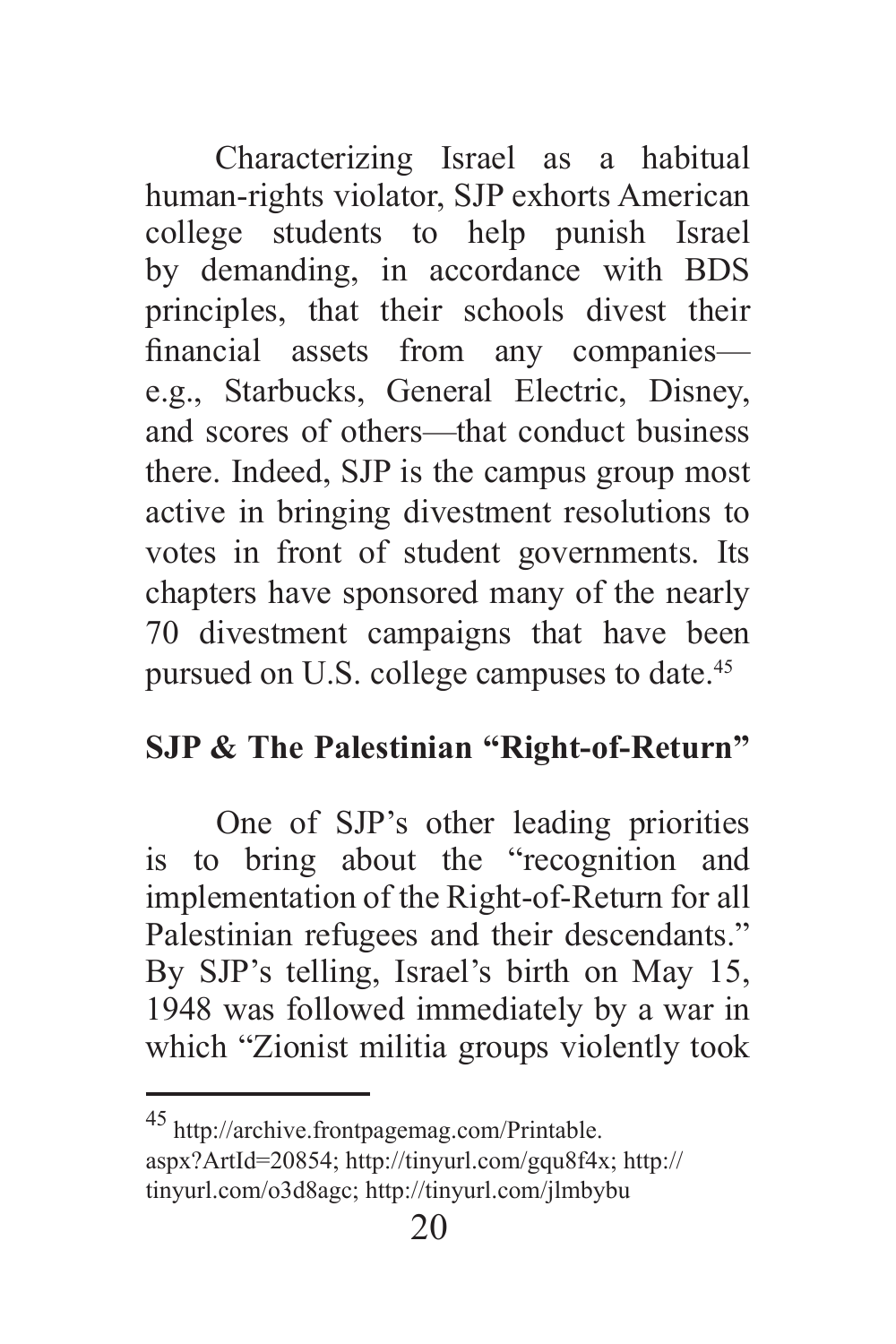Characterizing Israel as a habitual human-rights violator, SJP exhorts American college students to help punish Israel by demanding, in accordance with BDS principles, that their schools divest their financial assets from any companies—e.g., Starbucks, General Electric, Disney, and scores of others—that conduct business there. Indeed, SJP is the campus group most active in bringing divestment resolutions to votes in front of student governments. Its chapters have sponsored many of the nearly 70 divestment campaigns that have been pursued on U.S. college campuses to date.[45]

## SJP & The Palestinian "Right-of-Return"

One of SJP's other leading priorities is to bring about the "recognition and implementation of the Right-of-Return for all Palestinian refugees and their descendants." By SJP's telling, Israel's birth on May 15, 1948 was followed immediately by a war in which "Zionist militia groups violently took

---

[45] http://archive.frontpagemag.com/Printable.aspx?ArtId=20854; http://tinyurl.com/gqu8f4x; http://tinyurl.com/o3d8agc; http://tinyurl.com/jlmbybu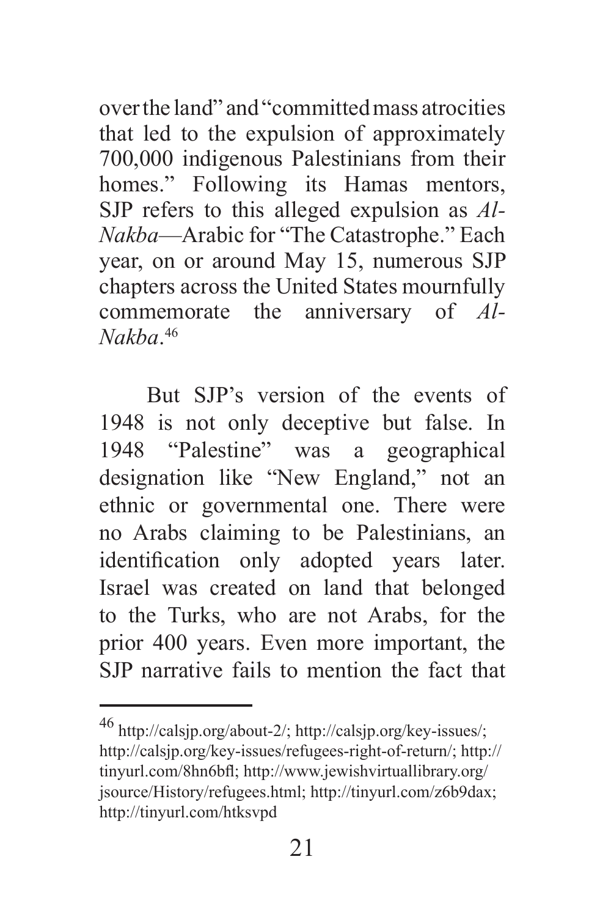over the land" and "committed mass atrocities that led to the expulsion of approximately 700,000 indigenous Palestinians from their homes." Following its Hamas mentors, SJP refers to this alleged expulsion as *Al-Nakba*—Arabic for "The Catastrophe." Each year, on or around May 15, numerous SJP chapters across the United States mournfully commemorate the anniversary of *Al-Nakba*.[46]

But SJP's version of the events of 1948 is not only deceptive but false. In 1948 "Palestine" was a geographical designation like "New England," not an ethnic or governmental one. There were no Arabs claiming to be Palestinians, an identification only adopted years later. Israel was created on land that belonged to the Turks, who are not Arabs, for the prior 400 years. Even more important, the SJP narrative fails to mention the fact that

---

[46] http://calsjp.org/about-2/; http://calsjp.org/key-issues/; http://calsjp.org/key-issues/refugees-right-of-return/; http://tinyurl.com/8hn6bfl; http://www.jewishvirtuallibrary.org/jsource/History/refugees.html; http://tinyurl.com/z6b9dax; http://tinyurl.com/htksvpd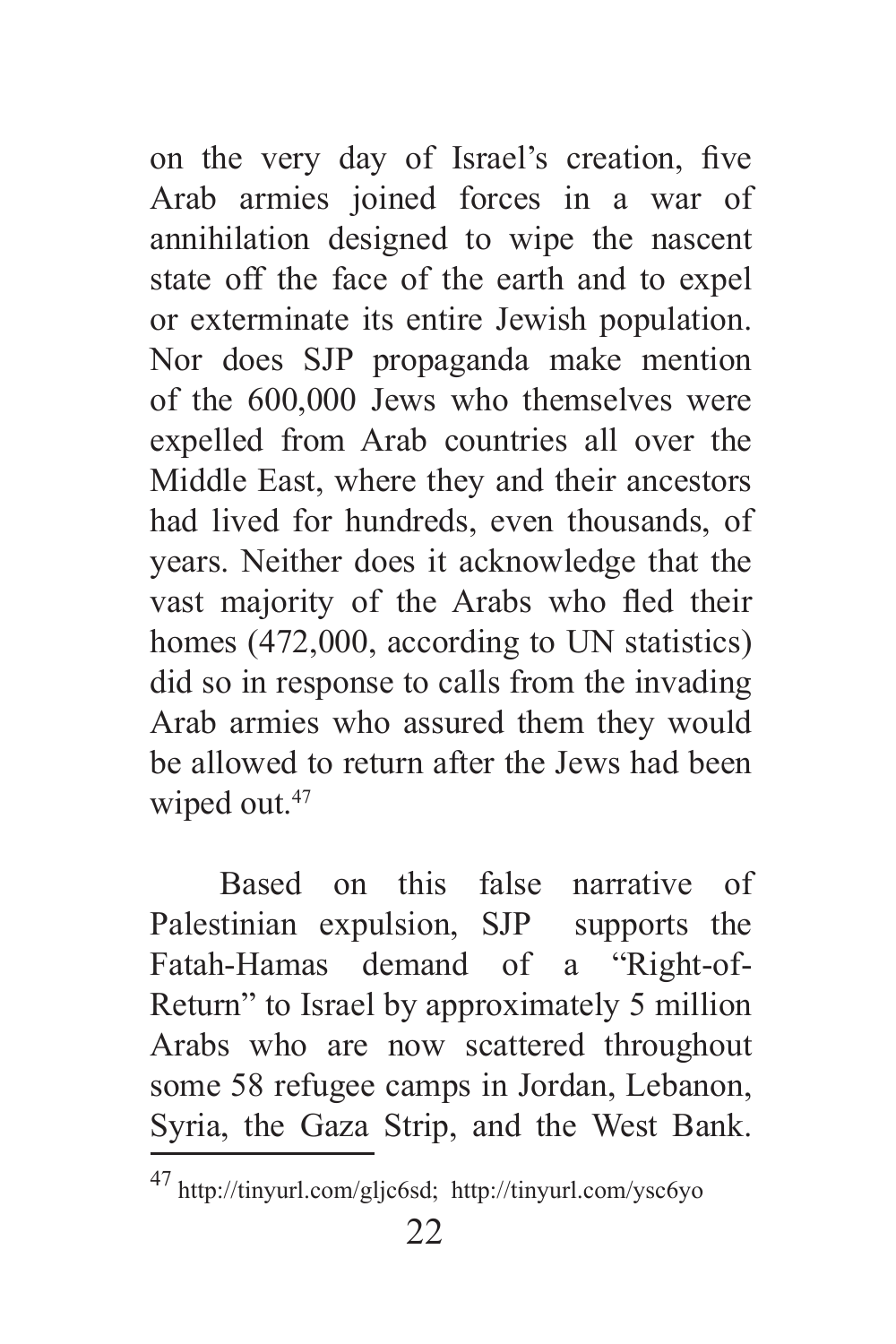on the very day of Israel's creation, five Arab armies joined forces in a war of annihilation designed to wipe the nascent state off the face of the earth and to expel or exterminate its entire Jewish population. Nor does SJP propaganda make mention of the 600,000 Jews who themselves were expelled from Arab countries all over the Middle East, where they and their ancestors had lived for hundreds, even thousands, of years. Neither does it acknowledge that the vast majority of the Arabs who fled their homes (472,000, according to UN statistics) did so in response to calls from the invading Arab armies who assured them they would be allowed to return after the Jews had been wiped out.[47]

Based on this false narrative of Palestinian expulsion, SJP supports the Fatah-Hamas demand of a "Right-of-Return" to Israel by approximately 5 million Arabs who are now scattered throughout some 58 refugee camps in Jordan, Lebanon, Syria, the Gaza Strip, and the West Bank.

---

[47] http://tinyurl.com/gljc6sd; http://tinyurl.com/ysc6yo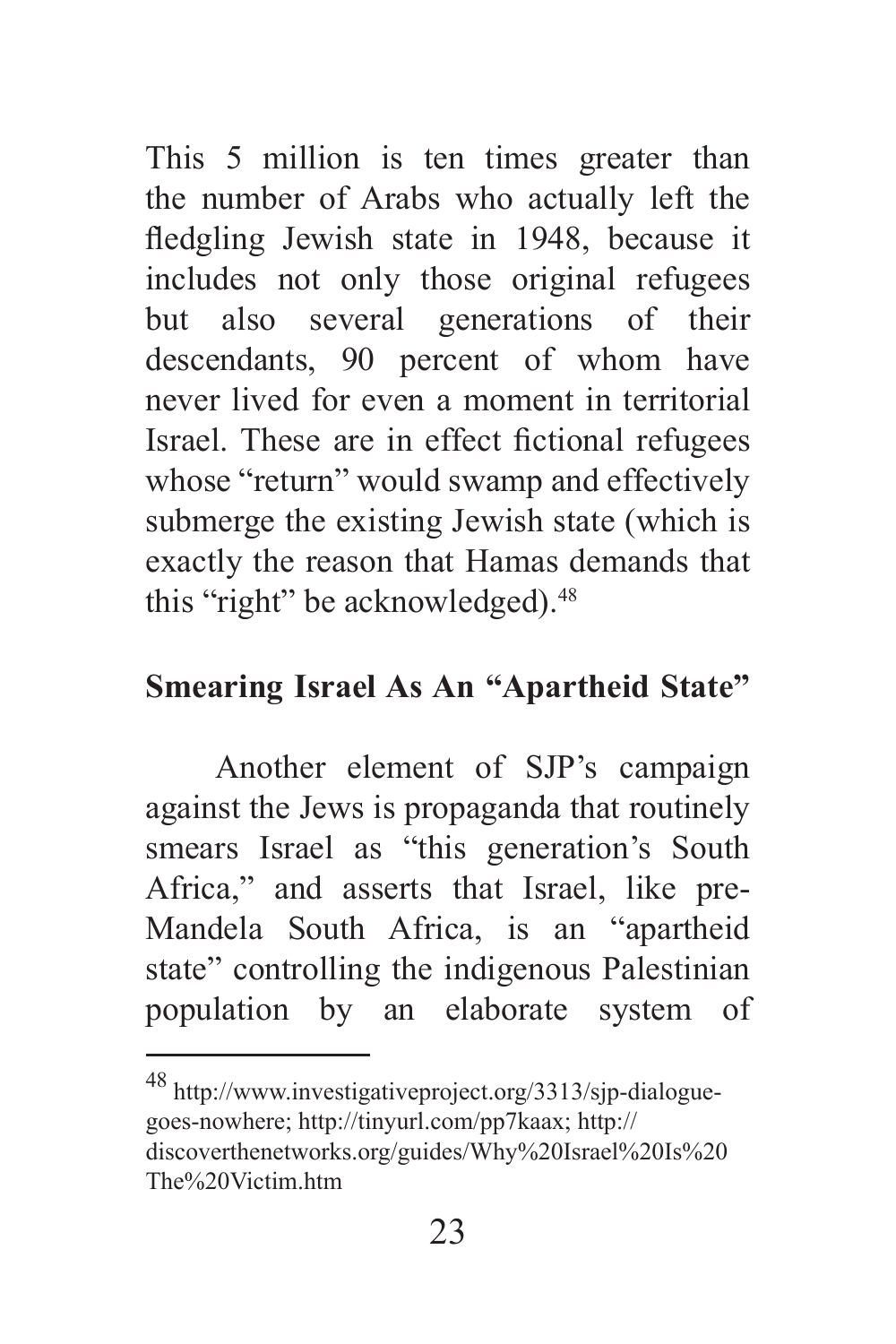This 5 million is ten times greater than the number of Arabs who actually left the fledgling Jewish state in 1948, because it includes not only those original refugees but also several generations of their descendants, 90 percent of whom have never lived for even a moment in territorial Israel. These are in effect fictional refugees whose "return" would swamp and effectively submerge the existing Jewish state (which is exactly the reason that Hamas demands that this "right" be acknowledged).[48]

## Smearing Israel As An "Apartheid State"

Another element of SJP's campaign against the Jews is propaganda that routinely smears Israel as "this generation's South Africa," and asserts that Israel, like pre-Mandela South Africa, is an "apartheid state" controlling the indigenous Palestinian population by an elaborate system of

---

[48] http://www.investigativeproject.org/3313/sjp-dialogue-goes-nowhere; http://tinyurl.com/pp7kaax; http://discoverthenetworks.org/guides/Why%20Israel%20Is%20The%20Victim.htm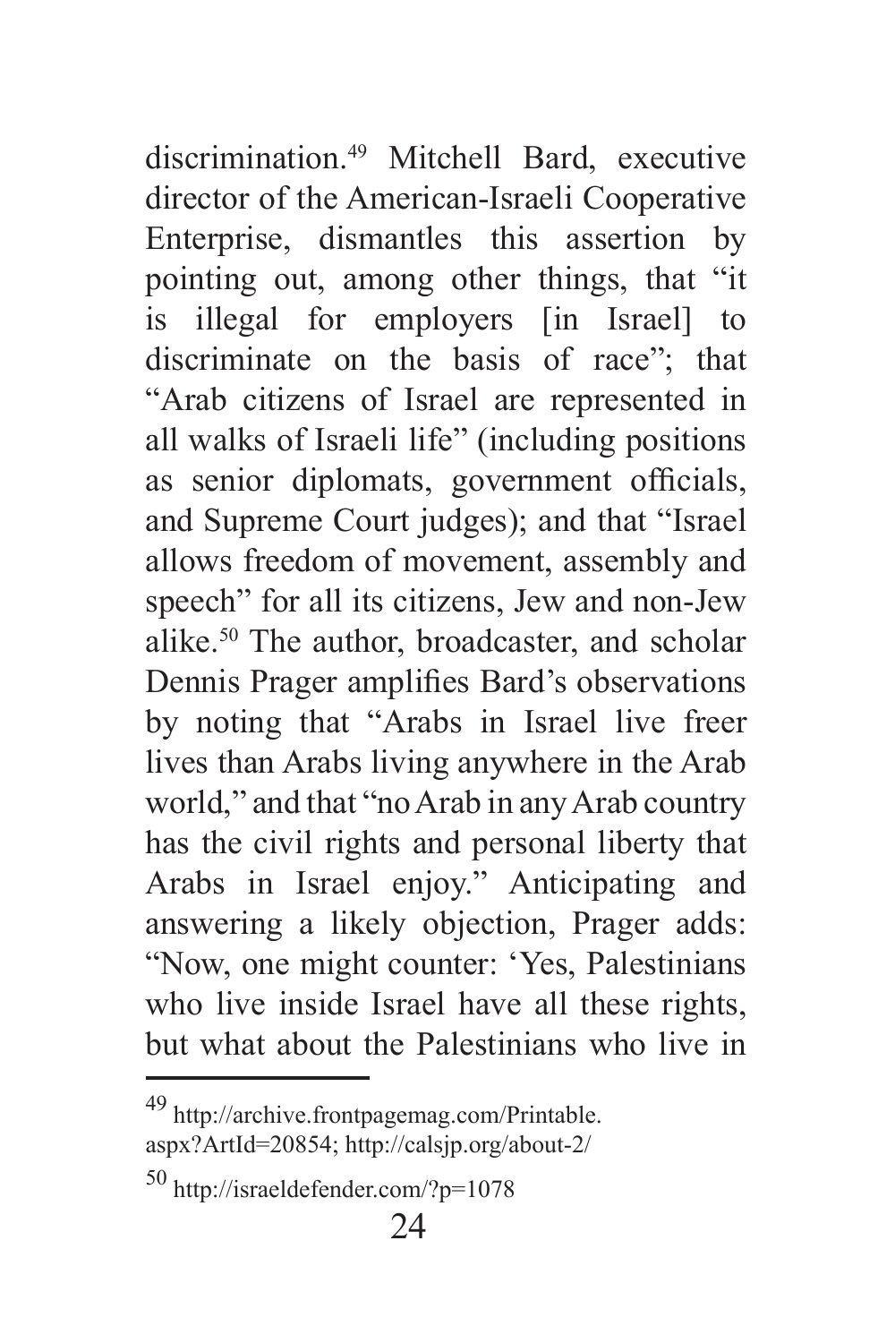discrimination.[49] Mitchell Bard, executive director of the American-Israeli Cooperative Enterprise, dismantles this assertion by pointing out, among other things, that "it is illegal for employers [in Israel] to discriminate on the basis of race"; that "Arab citizens of Israel are represented in all walks of Israeli life" (including positions as senior diplomats, government officials, and Supreme Court judges); and that "Israel allows freedom of movement, assembly and speech" for all its citizens, Jew and non-Jew alike.[50] The author, broadcaster, and scholar Dennis Prager amplifies Bard's observations by noting that "Arabs in Israel live freer lives than Arabs living anywhere in the Arab world," and that "no Arab in any Arab country has the civil rights and personal liberty that Arabs in Israel enjoy." Anticipating and answering a likely objection, Prager adds: "Now, one might counter: 'Yes, Palestinians who live inside Israel have all these rights, but what about the Palestinians who live in

---

[49] http://archive.frontpagemag.com/Printable.aspx?ArtId=20854; http://calsjp.org/about-2/

[50] http://israeldefender.com/?p=1078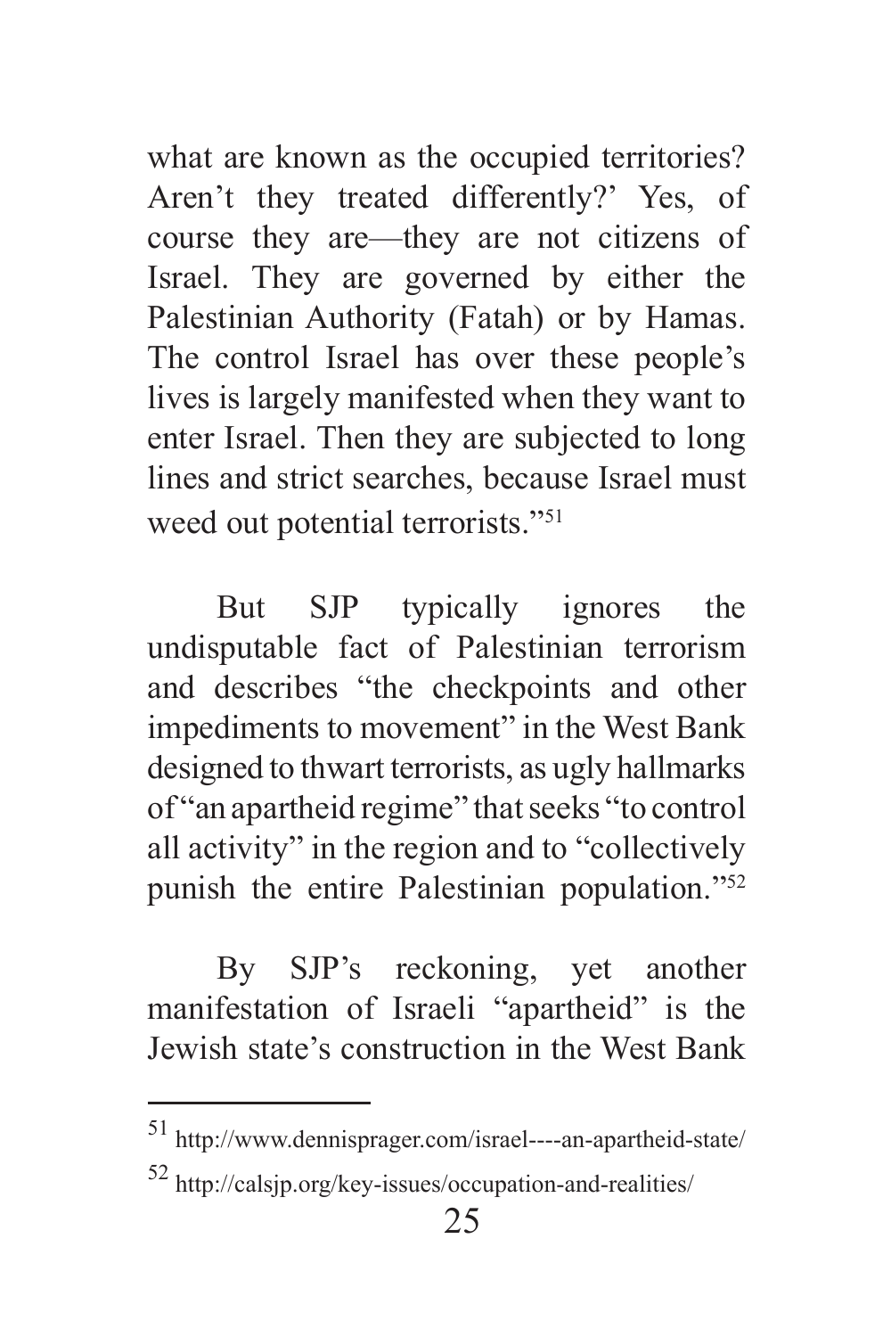what are known as the occupied territories? Aren't they treated differently?' Yes, of course they are—they are not citizens of Israel. They are governed by either the Palestinian Authority (Fatah) or by Hamas. The control Israel has over these people's lives is largely manifested when they want to enter Israel. Then they are subjected to long lines and strict searches, because Israel must weed out potential terrorists."[51]

But SJP typically ignores the undisputable fact of Palestinian terrorism and describes "the checkpoints and other impediments to movement" in the West Bank designed to thwart terrorists, as ugly hallmarks of "an apartheid regime" that seeks "to control all activity" in the region and to "collectively punish the entire Palestinian population."[52]

By SJP's reckoning, yet another manifestation of Israeli "apartheid" is the Jewish state's construction in the West Bank

---

[51] http://www.dennisprager.com/israel----an-apartheid-state/

[52] http://calsjp.org/key-issues/occupation-and-realities/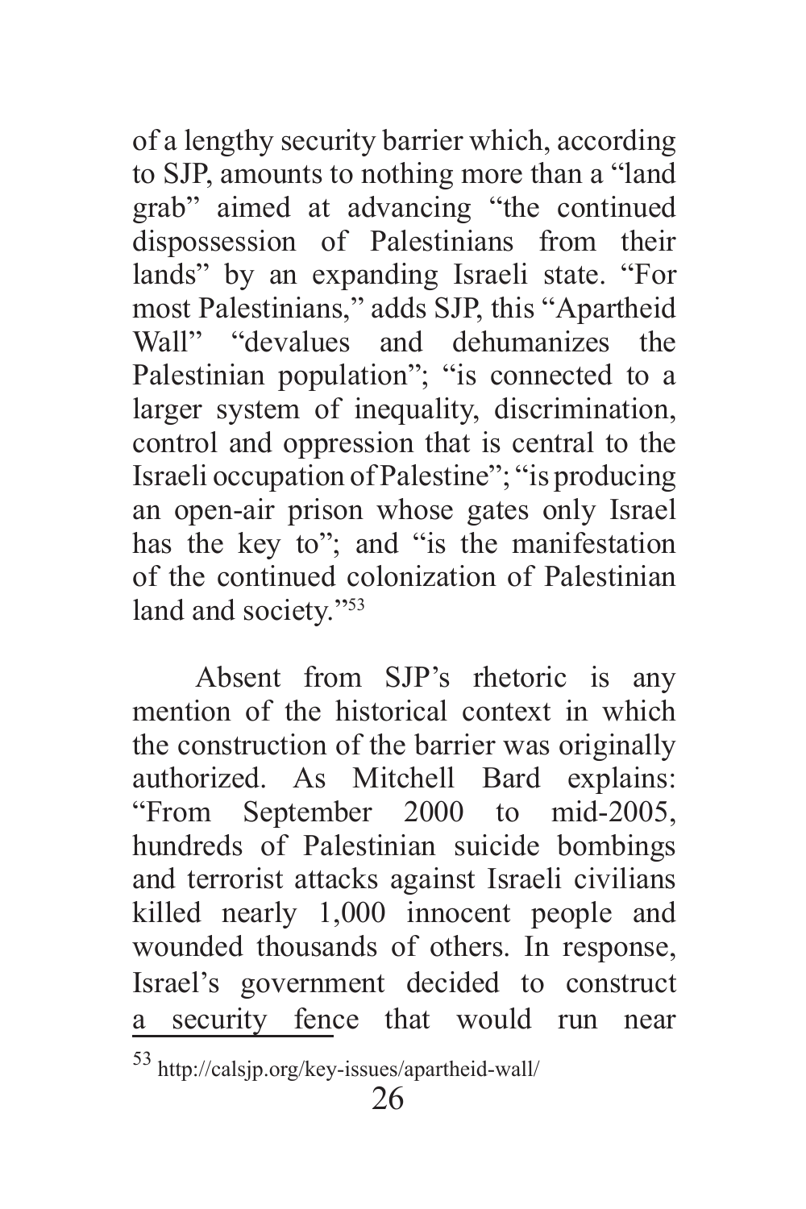of a lengthy security barrier which, according to SJP, amounts to nothing more than a "land grab" aimed at advancing "the continued dispossession of Palestinians from their lands" by an expanding Israeli state. "For most Palestinians," adds SJP, this "Apartheid Wall" "devalues and dehumanizes the Palestinian population"; "is connected to a larger system of inequality, discrimination, control and oppression that is central to the Israeli occupation of Palestine"; "is producing an open-air prison whose gates only Israel has the key to"; and "is the manifestation of the continued colonization of Palestinian land and society."[53]

Absent from SJP's rhetoric is any mention of the historical context in which the construction of the barrier was originally authorized. As Mitchell Bard explains: "From September 2000 to mid-2005, hundreds of Palestinian suicide bombings and terrorist attacks against Israeli civilians killed nearly 1,000 innocent people and wounded thousands of others. In response, Israel's government decided to construct a security fence that would run near

[53] http://calsjp.org/key-issues/apartheid-wall/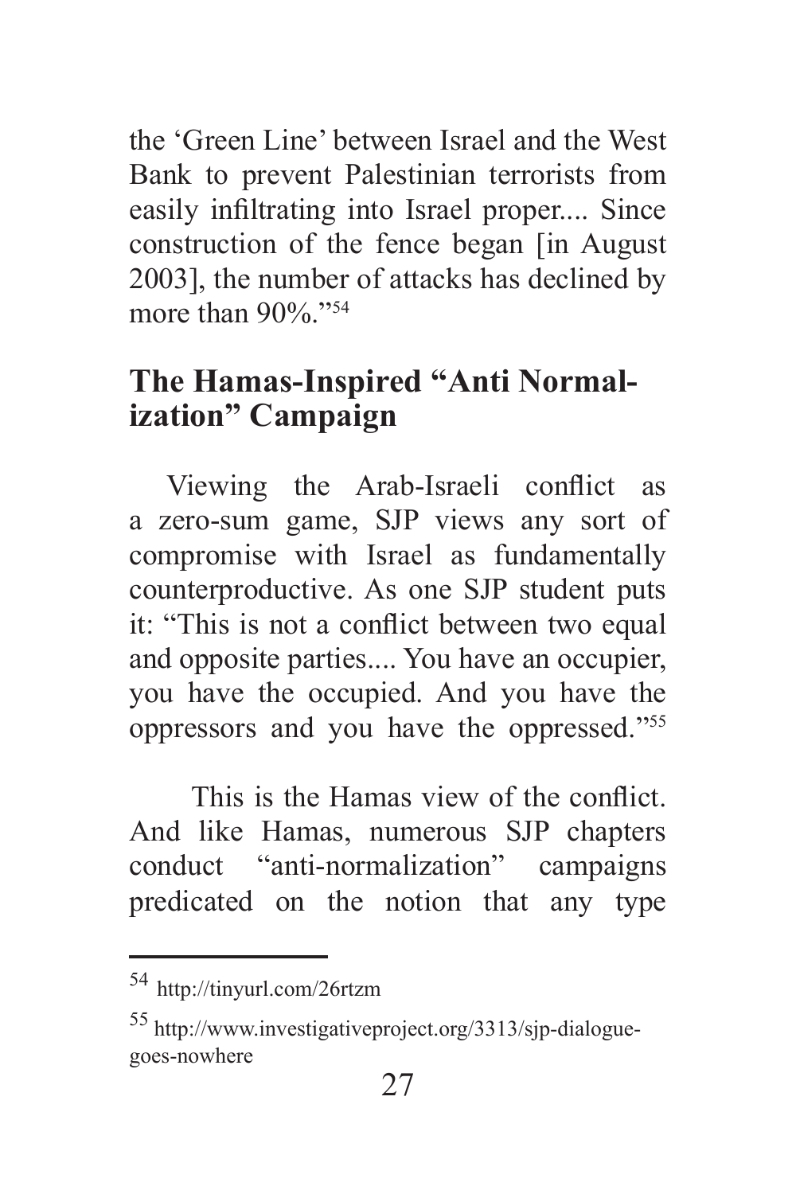the 'Green Line' between Israel and the West Bank to prevent Palestinian terrorists from easily infiltrating into Israel proper.... Since construction of the fence began [in August 2003], the number of attacks has declined by more than 90%."[54]

## The Hamas-Inspired "Anti Normalization" Campaign

Viewing the Arab-Israeli conflict as a zero-sum game, SJP views any sort of compromise with Israel as fundamentally counterproductive. As one SJP student puts it: "This is not a conflict between two equal and opposite parties.... You have an occupier, you have the occupied. And you have the oppressors and you have the oppressed."[55]

This is the Hamas view of the conflict. And like Hamas, numerous SJP chapters conduct "anti-normalization" campaigns predicated on the notion that any type

---

[54] http://tinyurl.com/26rtzm

[55] http://www.investigativeproject.org/3313/sjp-dialogue-goes-nowhere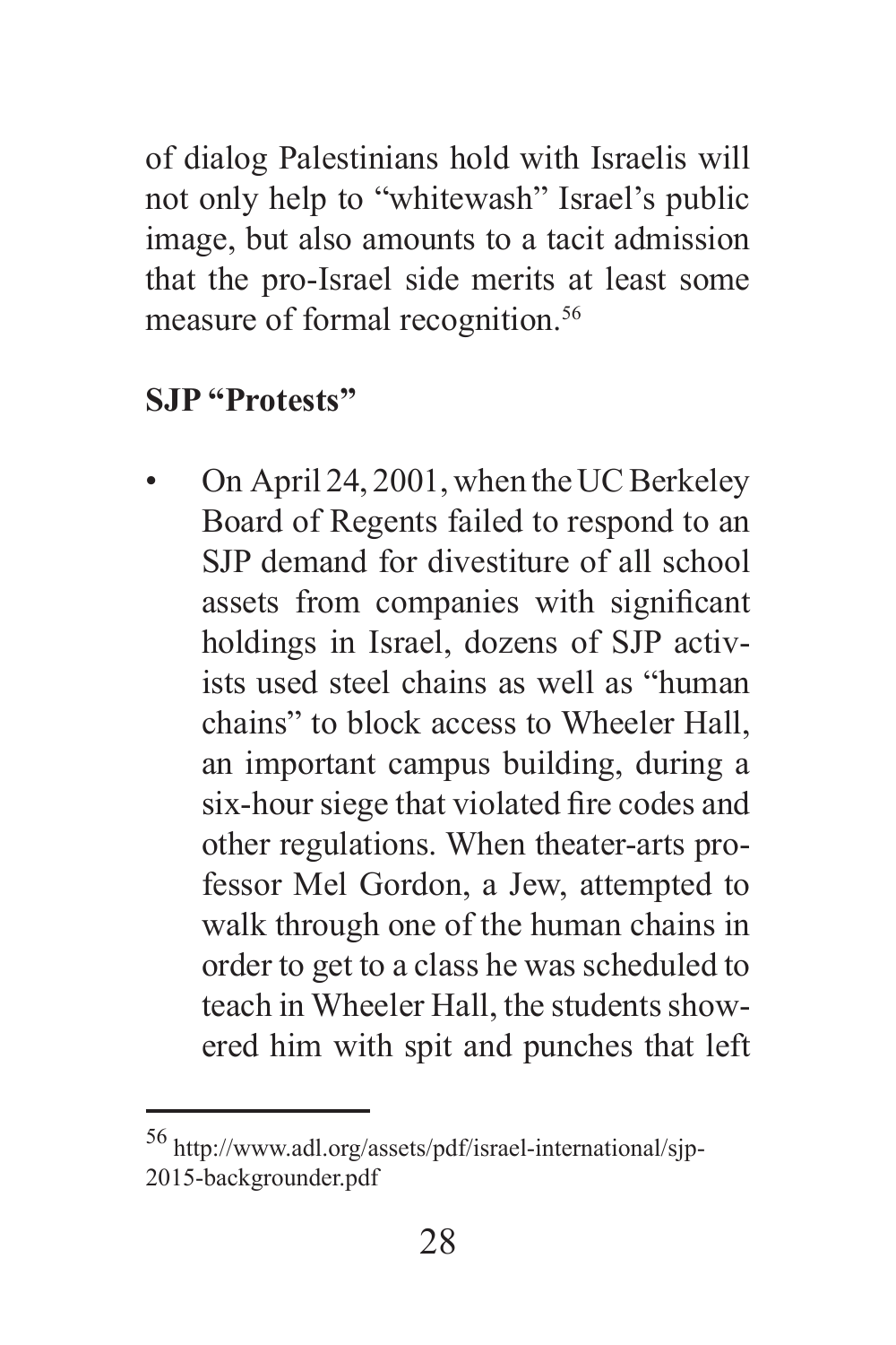of dialog Palestinians hold with Israelis will not only help to "whitewash" Israel's public image, but also amounts to a tacit admission that the pro-Israel side merits at least some measure of formal recognition.[56]

## SJP "Protests"

- On April 24, 2001, when the UC Berkeley Board of Regents failed to respond to an SJP demand for divestiture of all school assets from companies with significant holdings in Israel, dozens of SJP activists used steel chains as well as "human chains" to block access to Wheeler Hall, an important campus building, during a six-hour siege that violated fire codes and other regulations. When theater-arts professor Mel Gordon, a Jew, attempted to walk through one of the human chains in order to get to a class he was scheduled to teach in Wheeler Hall, the students showered him with spit and punches that left

---

[56] http://www.adl.org/assets/pdf/israel-international/sjp-2015-backgrounder.pdf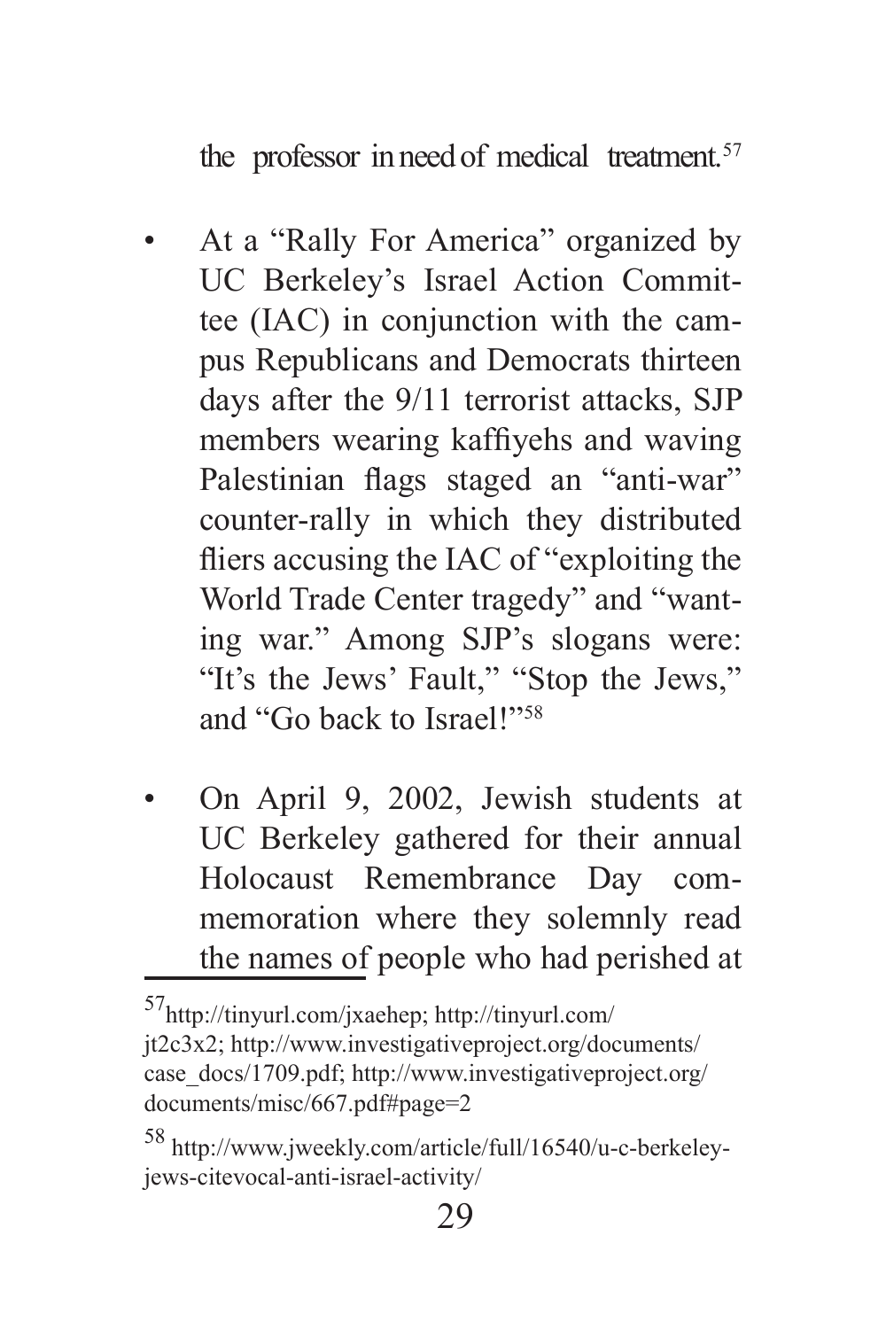the professor in need of medical treatment.[57]

- At a "Rally For America" organized by UC Berkeley's Israel Action Committee (IAC) in conjunction with the campus Republicans and Democrats thirteen days after the 9/11 terrorist attacks, SJP members wearing kaffiyehs and waving Palestinian flags staged an "anti-war" counter-rally in which they distributed fliers accusing the IAC of "exploiting the World Trade Center tragedy" and "wanting war." Among SJP's slogans were: "It's the Jews' Fault," "Stop the Jews," and "Go back to Israel!"[58]

- On April 9, 2002, Jewish students at UC Berkeley gathered for their annual Holocaust Remembrance Day commemoration where they solemnly read the names of people who had perished at

---

[57] http://tinyurl.com/jxaehep; http://tinyurl.com/jt2c3x2; http://www.investigativeproject.org/documents/case_docs/1709.pdf; http://www.investigativeproject.org/documents/misc/667.pdf#page=2

[58] http://www.jweekly.com/article/full/16540/u-c-berkeley-jews-citevocal-anti-israel-activity/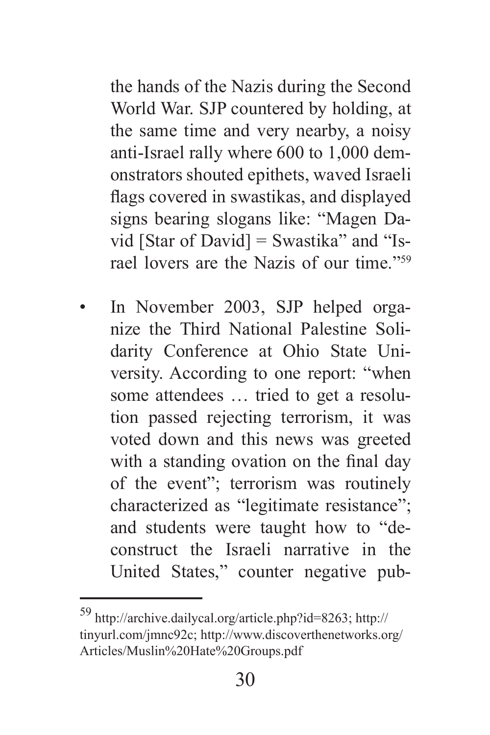the hands of the Nazis during the Second World War. SJP countered by holding, at the same time and very nearby, a noisy anti-Israel rally where 600 to 1,000 demonstrators shouted epithets, waved Israeli flags covered in swastikas, and displayed signs bearing slogans like: "Magen David [Star of David] = Swastika" and "Israel lovers are the Nazis of our time."[59]

- In November 2003, SJP helped organize the Third National Palestine Solidarity Conference at Ohio State University. According to one report: "when some attendees … tried to get a resolution passed rejecting terrorism, it was voted down and this news was greeted with a standing ovation on the final day of the event"; terrorism was routinely characterized as "legitimate resistance"; and students were taught how to "deconstruct the Israeli narrative in the United States," counter negative pub-

---

[59] http://archive.dailycal.org/article.php?id=8263; http://tinyurl.com/jmnc92c; http://www.discoverthenetworks.org/Articles/Muslin%20Hate%20Groups.pdf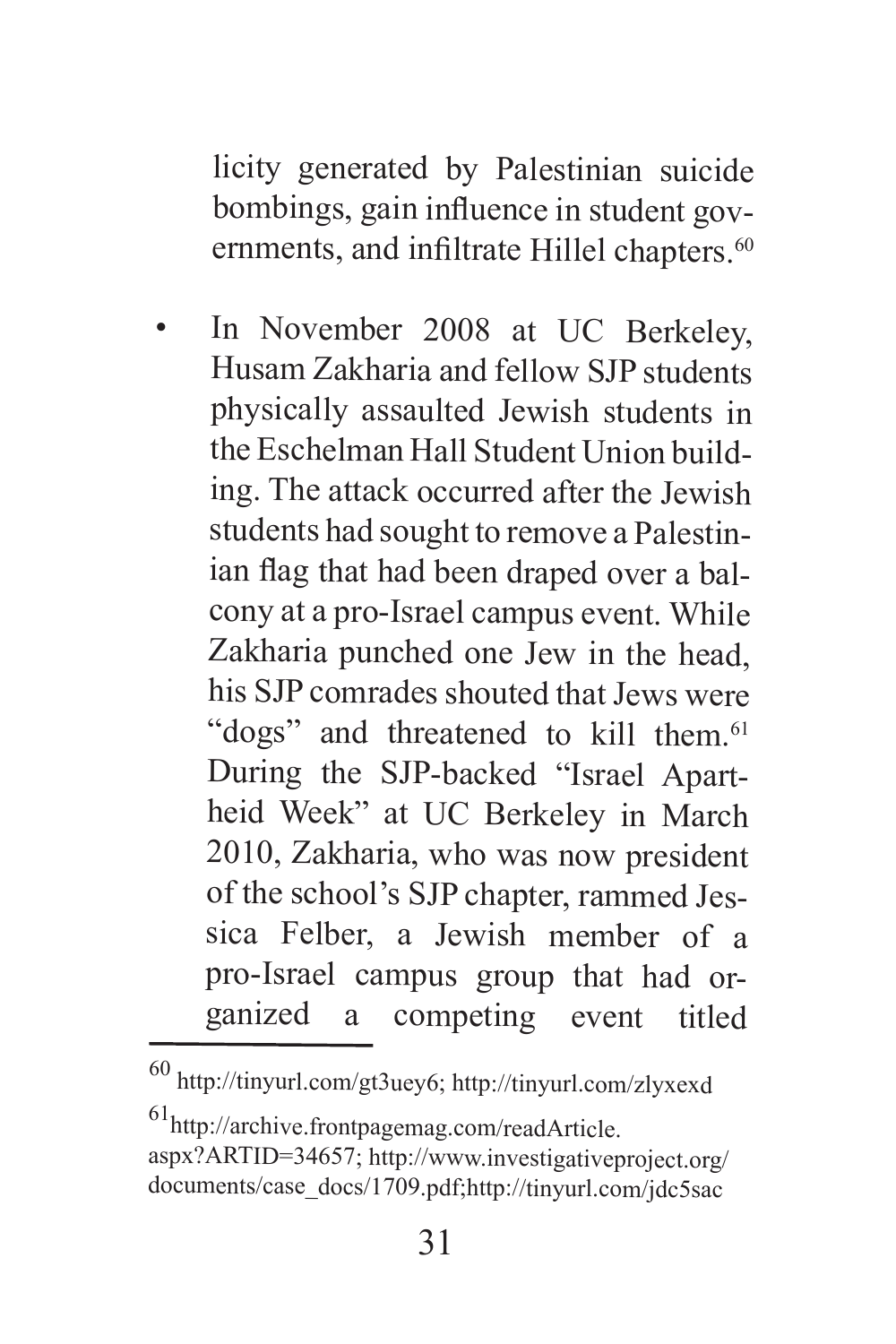licity generated by Palestinian suicide bombings, gain influence in student governments, and infiltrate Hillel chapters.[60]

- In November 2008 at UC Berkeley, Husam Zakharia and fellow SJP students physically assaulted Jewish students in the Eschelman Hall Student Union building. The attack occurred after the Jewish students had sought to remove a Palestinian flag that had been draped over a balcony at a pro-Israel campus event. While Zakharia punched one Jew in the head, his SJP comrades shouted that Jews were "dogs" and threatened to kill them.[61] During the SJP-backed "Israel Apartheid Week" at UC Berkeley in March 2010, Zakharia, who was now president of the school's SJP chapter, rammed Jessica Felber, a Jewish member of a pro-Israel campus group that had organized a competing event titled

---

[60] http://tinyurl.com/gt3uey6; http://tinyurl.com/zlyxexd

[61] http://archive.frontpagemag.com/readArticle.aspx?ARTID=34657; http://www.investigativeproject.org/documents/case_docs/1709.pdf;http://tinyurl.com/jdc5sac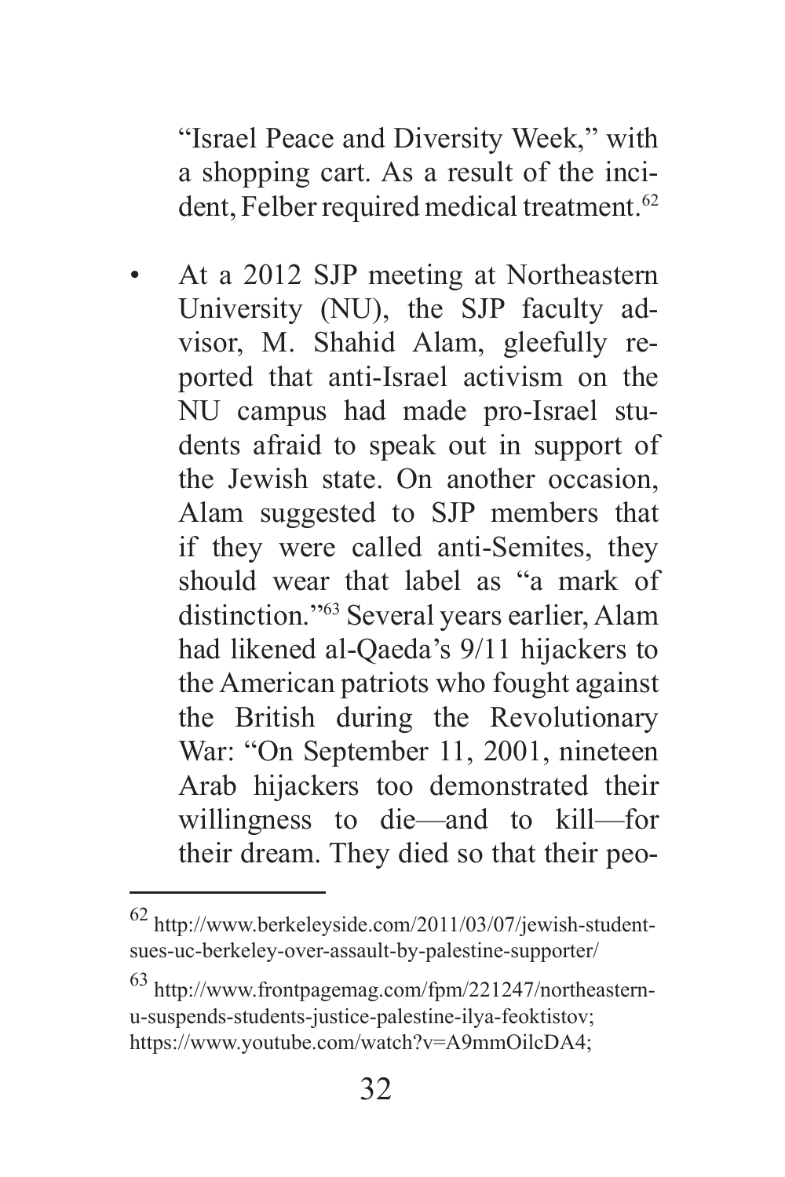"Israel Peace and Diversity Week," with a shopping cart. As a result of the incident, Felber required medical treatment.[62]

- At a 2012 SJP meeting at Northeastern University (NU), the SJP faculty advisor, M. Shahid Alam, gleefully reported that anti-Israel activism on the NU campus had made pro-Israel students afraid to speak out in support of the Jewish state. On another occasion, Alam suggested to SJP members that if they were called anti-Semites, they should wear that label as "a mark of distinction."[63] Several years earlier, Alam had likened al-Qaeda's 9/11 hijackers to the American patriots who fought against the British during the Revolutionary War: "On September 11, 2001, nineteen Arab hijackers too demonstrated their willingness to die—and to kill—for their dream. They died so that their peo-

---

[62] http://www.berkeleyside.com/2011/03/07/jewish-student-sues-uc-berkeley-over-assault-by-palestine-supporter/

[63] http://www.frontpagemag.com/fpm/221247/northeastern-u-suspends-students-justice-palestine-ilya-feoktistov; https://www.youtube.com/watch?v=A9mmOilcDA4;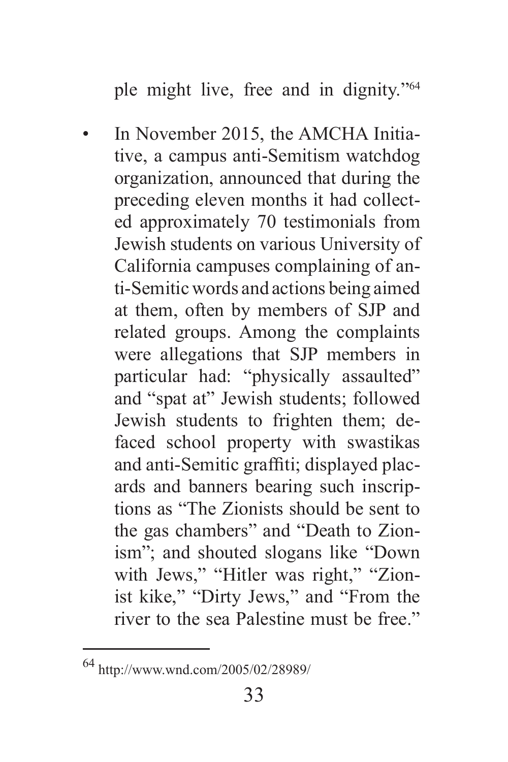ple might live, free and in dignity."[64]

- In November 2015, the AMCHA Initiative, a campus anti-Semitism watchdog organization, announced that during the preceding eleven months it had collected approximately 70 testimonials from Jewish students on various University of California campuses complaining of anti-Semitic words and actions being aimed at them, often by members of SJP and related groups. Among the complaints were allegations that SJP members in particular had: "physically assaulted" and "spat at" Jewish students; followed Jewish students to frighten them; defaced school property with swastikas and anti-Semitic graffiti; displayed placards and banners bearing such inscriptions as "The Zionists should be sent to the gas chambers" and "Death to Zionism"; and shouted slogans like "Down with Jews," "Hitler was right," "Zionist kike," "Dirty Jews," and "From the river to the sea Palestine must be free."

---

[64] http://www.wnd.com/2005/02/28989/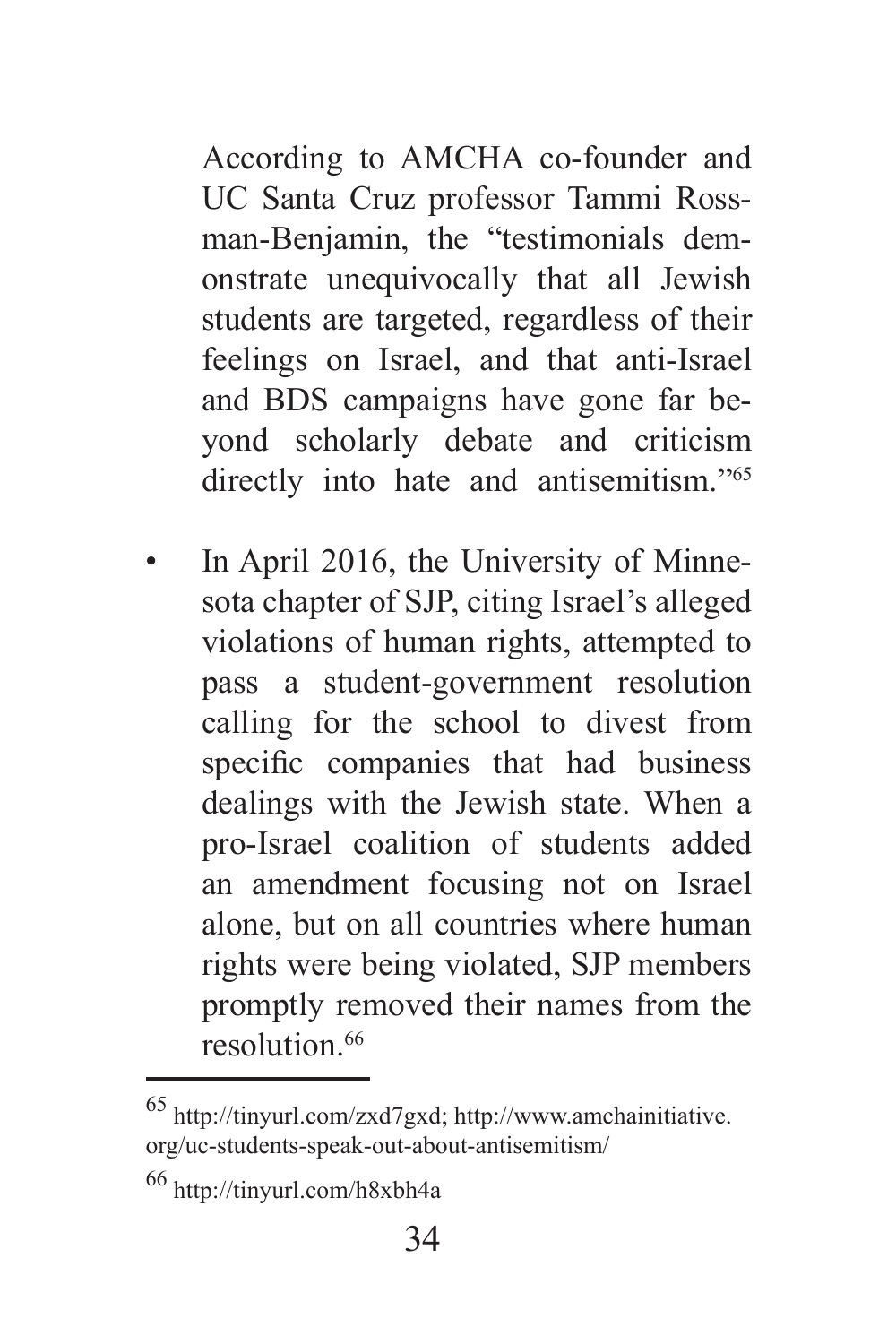According to AMCHA co-founder and UC Santa Cruz professor Tammi Rossman-Benjamin, the "testimonials demonstrate unequivocally that all Jewish students are targeted, regardless of their feelings on Israel, and that anti-Israel and BDS campaigns have gone far beyond scholarly debate and criticism directly into hate and antisemitism."[65]

- In April 2016, the University of Minnesota chapter of SJP, citing Israel's alleged violations of human rights, attempted to pass a student-government resolution calling for the school to divest from specific companies that had business dealings with the Jewish state. When a pro-Israel coalition of students added an amendment focusing not on Israel alone, but on all countries where human rights were being violated, SJP members promptly removed their names from the resolution.[66]

---

[65] http://tinyurl.com/zxd7gxd; http://www.amchainitiative.org/uc-students-speak-out-about-antisemitism/

[66] http://tinyurl.com/h8xbh4a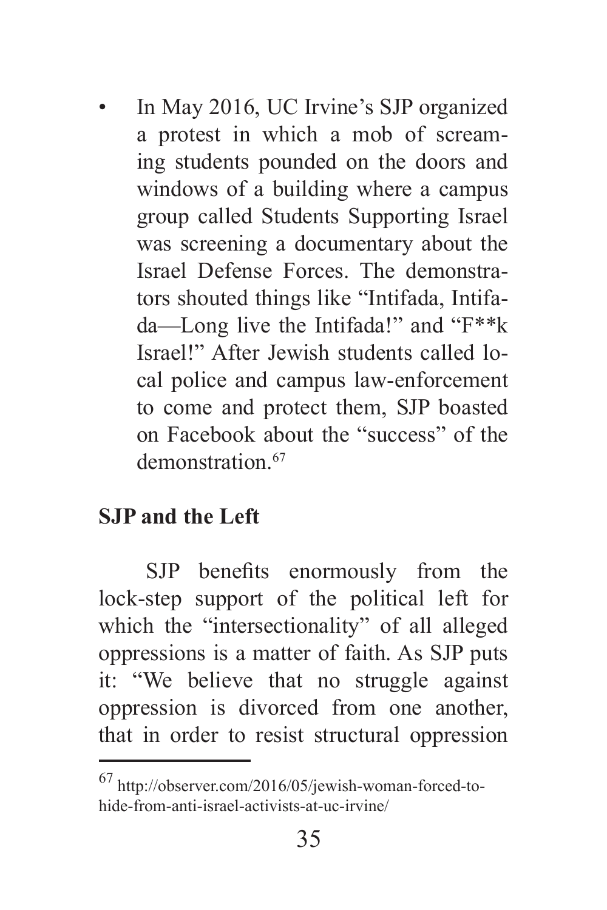- In May 2016, UC Irvine's SJP organized a protest in which a mob of screaming students pounded on the doors and windows of a building where a campus group called Students Supporting Israel was screening a documentary about the Israel Defense Forces. The demonstrators shouted things like "Intifada, Intifada—Long live the Intifada!" and "F**k Israel!" After Jewish students called local police and campus law-enforcement to come and protect them, SJP boasted on Facebook about the "success" of the demonstration.[67]

## SJP and the Left

SJP benefits enormously from the lock-step support of the political left for which the "intersectionality" of all alleged oppressions is a matter of faith. As SJP puts it: "We believe that no struggle against oppression is divorced from one another, that in order to resist structural oppression

---

[67] http://observer.com/2016/05/jewish-woman-forced-to-hide-from-anti-israel-activists-at-uc-irvine/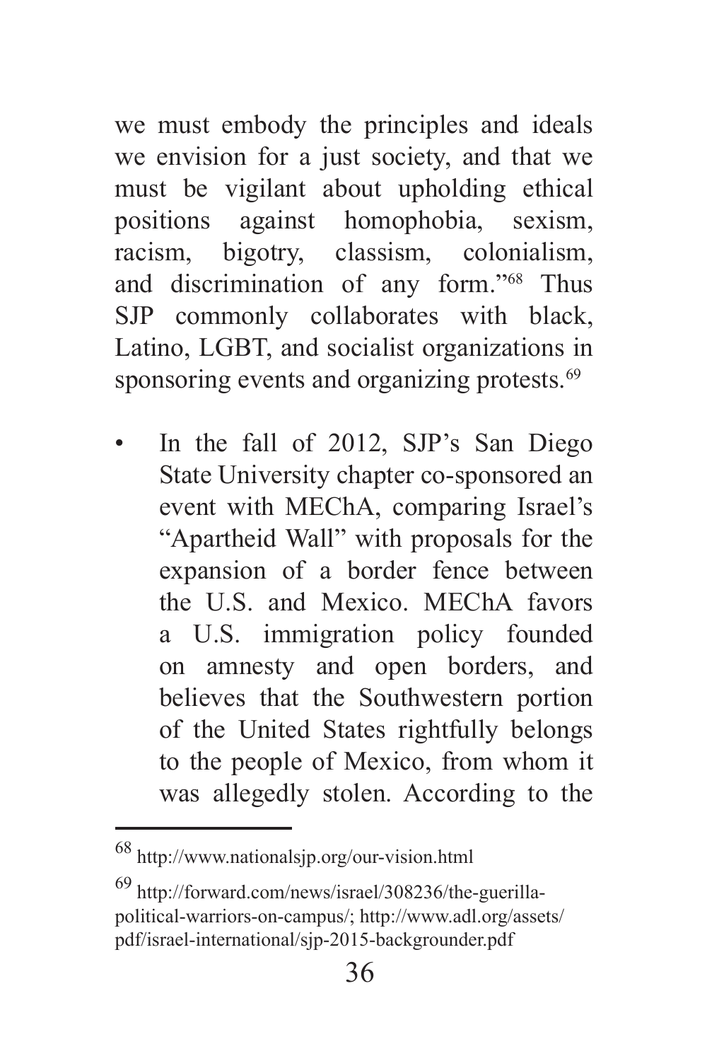we must embody the principles and ideals we envision for a just society, and that we must be vigilant about upholding ethical positions against homophobia, sexism, racism, bigotry, classism, colonialism, and discrimination of any form."[68] Thus SJP commonly collaborates with black, Latino, LGBT, and socialist organizations in sponsoring events and organizing protests.[69]

- In the fall of 2012, SJP's San Diego State University chapter co-sponsored an event with MEChA, comparing Israel's "Apartheid Wall" with proposals for the expansion of a border fence between the U.S. and Mexico. MEChA favors a U.S. immigration policy founded on amnesty and open borders, and believes that the Southwestern portion of the United States rightfully belongs to the people of Mexico, from whom it was allegedly stolen. According to the

---

[68] http://www.nationalsjp.org/our-vision.html

[69] http://forward.com/news/israel/308236/the-guerilla-political-warriors-on-campus/; http://www.adl.org/assets/pdf/israel-international/sjp-2015-backgrounder.pdf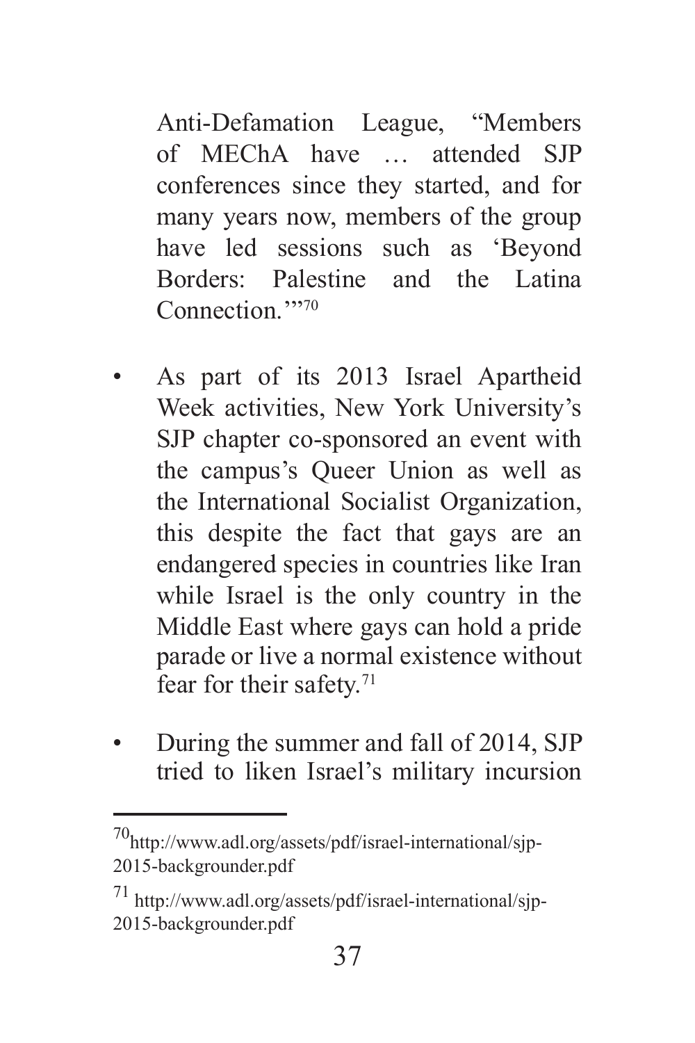Anti-Defamation League, "Members of MEChA have … attended SJP conferences since they started, and for many years now, members of the group have led sessions such as 'Beyond Borders: Palestine and the Latina Connection.'"[70]

- As part of its 2013 Israel Apartheid Week activities, New York University's SJP chapter co-sponsored an event with the campus's Queer Union as well as the International Socialist Organization, this despite the fact that gays are an endangered species in countries like Iran while Israel is the only country in the Middle East where gays can hold a pride parade or live a normal existence without fear for their safety.[71]

- During the summer and fall of 2014, SJP tried to liken Israel's military incursion

---

[70] http://www.adl.org/assets/pdf/israel-international/sjp-2015-backgrounder.pdf

[71] http://www.adl.org/assets/pdf/israel-international/sjp-2015-backgrounder.pdf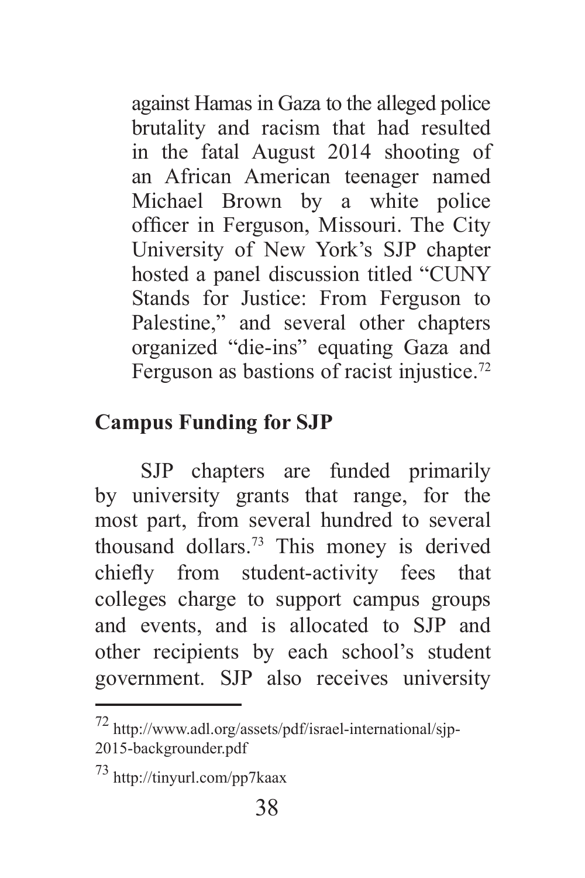against Hamas in Gaza to the alleged police brutality and racism that had resulted in the fatal August 2014 shooting of an African American teenager named Michael Brown by a white police officer in Ferguson, Missouri. The City University of New York's SJP chapter hosted a panel discussion titled "CUNY Stands for Justice: From Ferguson to Palestine," and several other chapters organized "die-ins" equating Gaza and Ferguson as bastions of racist injustice.[72]

## Campus Funding for SJP

SJP chapters are funded primarily by university grants that range, for the most part, from several hundred to several thousand dollars.[73] This money is derived chiefly from student-activity fees that colleges charge to support campus groups and events, and is allocated to SJP and other recipients by each school's student government. SJP also receives university

---

72 http://www.adl.org/assets/pdf/israel-international/sjp-2015-backgrounder.pdf

73 http://tinyurl.com/pp7kaax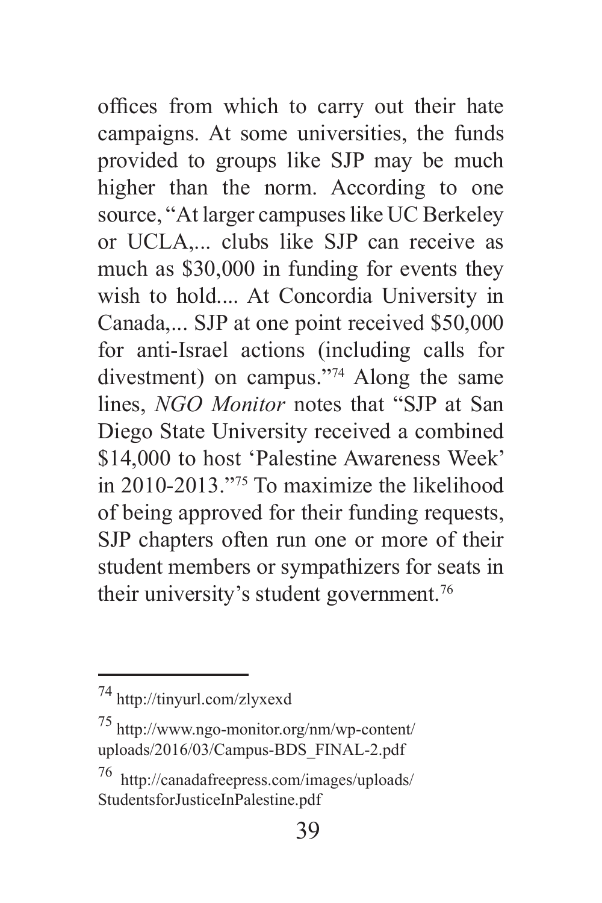offices from which to carry out their hate campaigns. At some universities, the funds provided to groups like SJP may be much higher than the norm. According to one source, "At larger campuses like UC Berkeley or UCLA,... clubs like SJP can receive as much as $30,000 in funding for events they wish to hold.... At Concordia University in Canada,... SJP at one point received $50,000 for anti-Israel actions (including calls for divestment) on campus."[74] Along the same lines, *NGO Monitor* notes that "SJP at San Diego State University received a combined $14,000 to host 'Palestine Awareness Week' in 2010-2013."[75] To maximize the likelihood of being approved for their funding requests, SJP chapters often run one or more of their student members or sympathizers for seats in their university's student government.[76]

---

[74] http://tinyurl.com/zlyxexd

[75] http://www.ngo-monitor.org/nm/wp-content/uploads/2016/03/Campus-BDS_FINAL-2.pdf

[76] http://canadafreepress.com/images/uploads/StudentsforJusticeInPalestine.pdf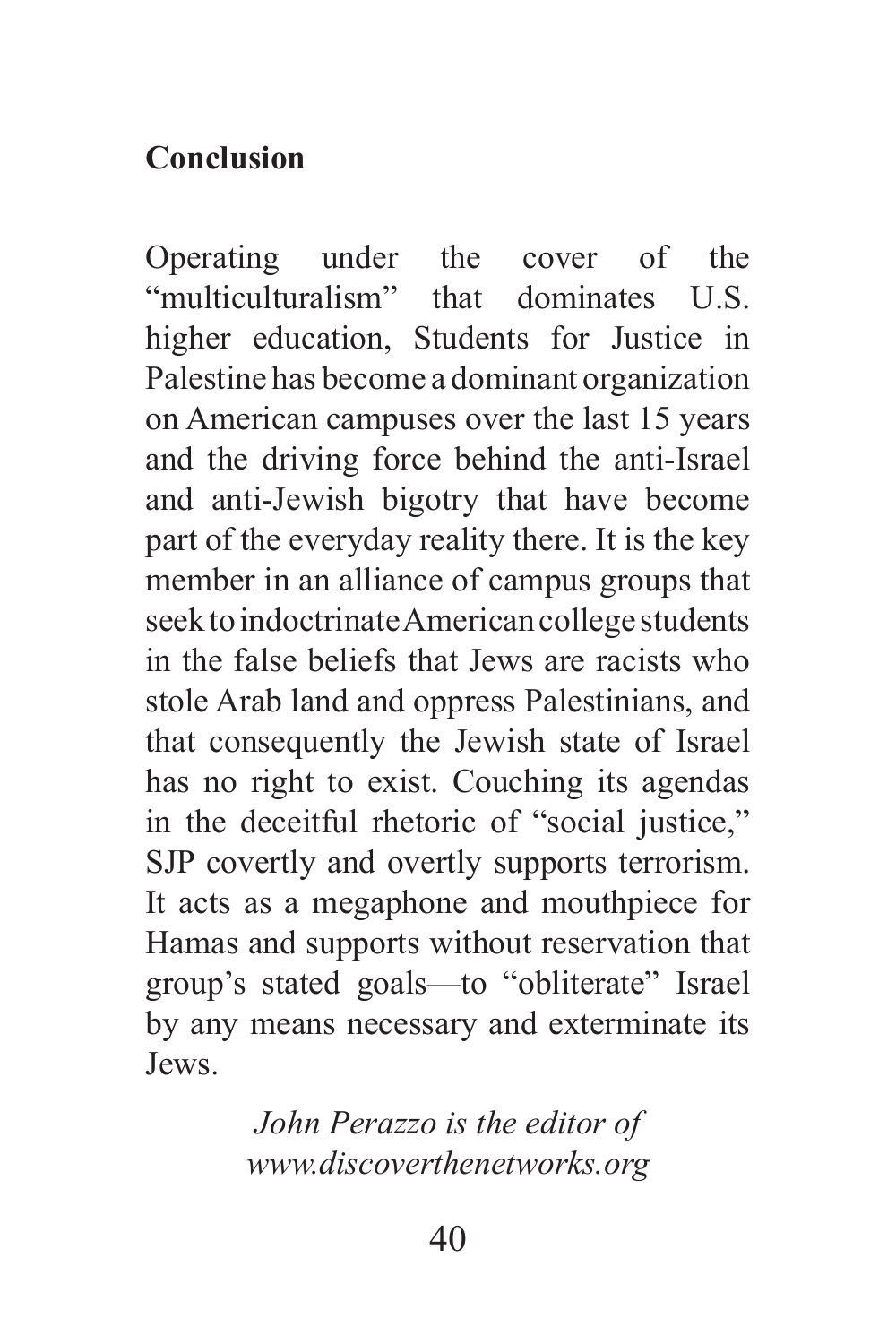## Conclusion

Operating under the cover of the "multiculturalism" that dominates U.S. higher education, Students for Justice in Palestine has become a dominant organization on American campuses over the last 15 years and the driving force behind the anti-Israel and anti-Jewish bigotry that have become part of the everyday reality there. It is the key member in an alliance of campus groups that seek to indoctrinate American college students in the false beliefs that Jews are racists who stole Arab land and oppress Palestinians, and that consequently the Jewish state of Israel has no right to exist. Couching its agendas in the deceitful rhetoric of "social justice," SJP covertly and overtly supports terrorism. It acts as a megaphone and mouthpiece for Hamas and supports without reservation that group's stated goals—to "obliterate" Israel by any means necessary and exterminate its Jews.

*John Perazzo is the editor of www.discoverthenetworks.org*